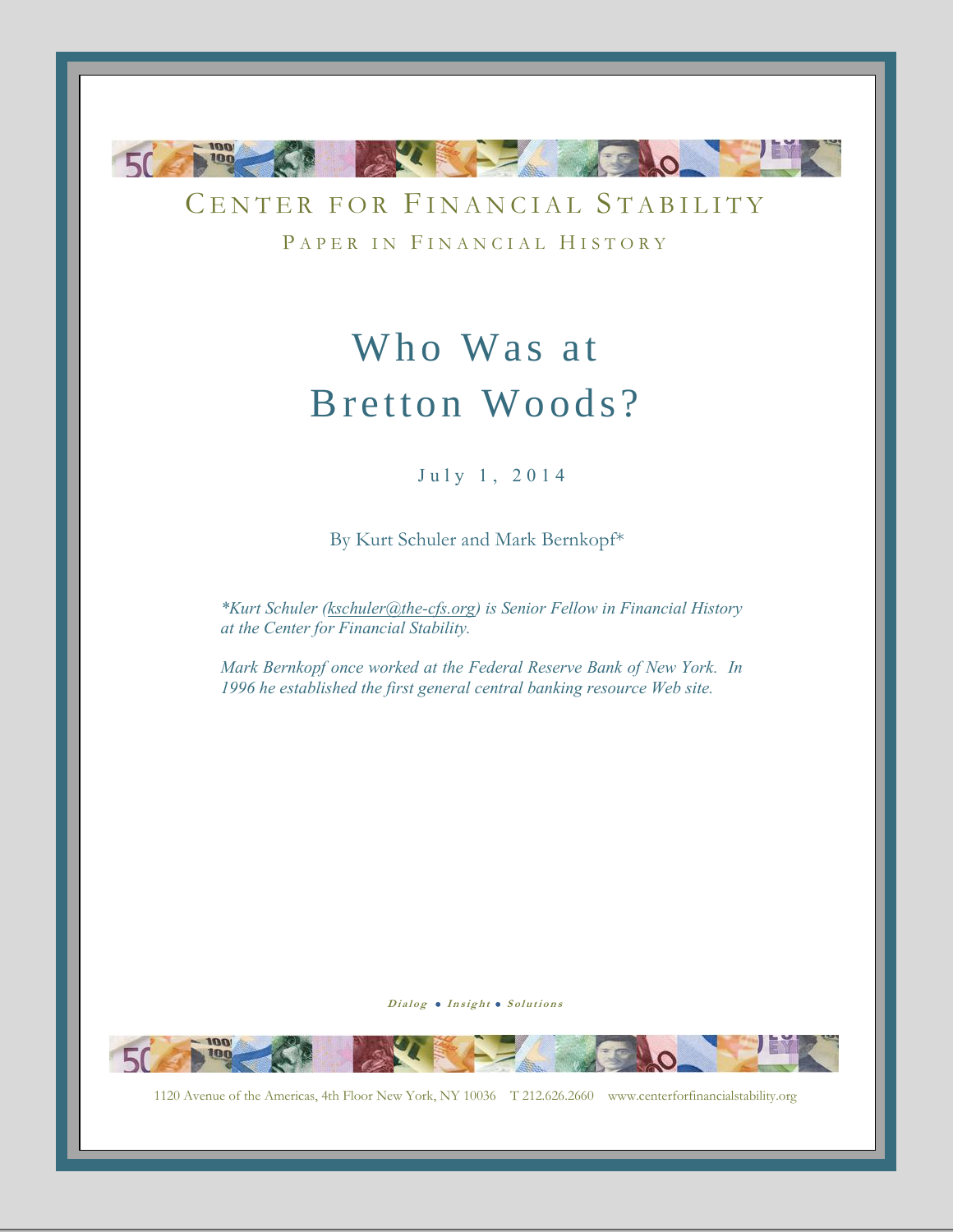CENTER FOR FINANCIAL STABILITY

PAPER IN FINANCIAL HISTORY

# Who Was at Bretton Woods?

July 1, 2014

By Kurt Schuler and Mark Bernkopf*

*\*Kurt Schuler (kschuler@the-cfs.org) is Senior Fellow in Financial History at the Center for Financial Stability.*

*Mark Bernkopf once worked at the Federal Reserve Bank of New York. In 1996 he established the first general central banking resource Web site.*

***Dialog • Insight • Solutions***

1120 Avenue of the Americas, 4th Floor New York, NY 10036 T 212.626.2660 www.centerforfinancialstability.org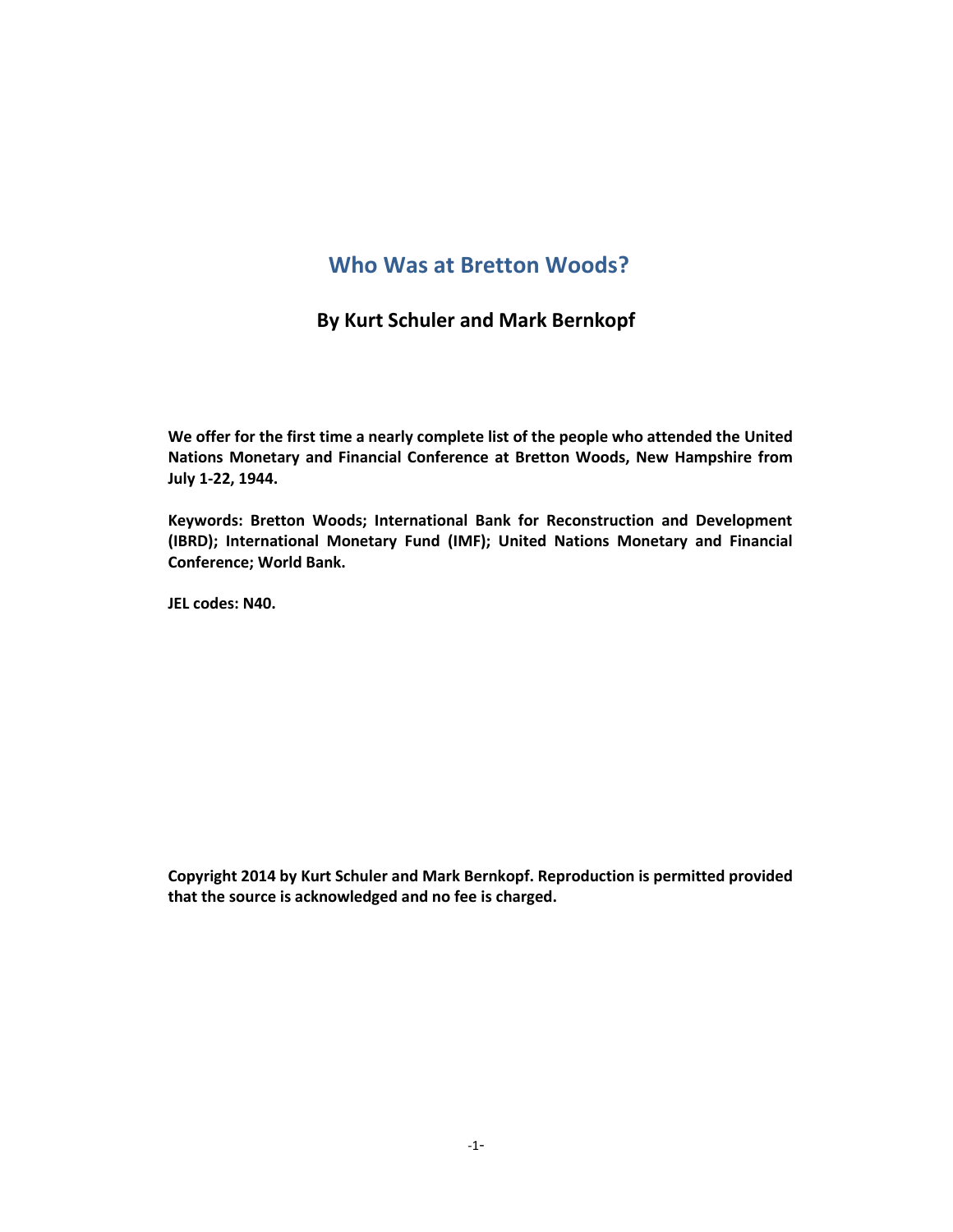# Who Was at Bretton Woods?

### By Kurt Schuler and Mark Bernkopf

**We offer for the first time a nearly complete list of the people who attended the United Nations Monetary and Financial Conference at Bretton Woods, New Hampshire from July 1-22, 1944.**

**Keywords: Bretton Woods; International Bank for Reconstruction and Development (IBRD); International Monetary Fund (IMF); United Nations Monetary and Financial Conference; World Bank.**

**JEL codes: N40.**

**Copyright 2014 by Kurt Schuler and Mark Bernkopf. Reproduction is permitted provided that the source is acknowledged and no fee is charged.**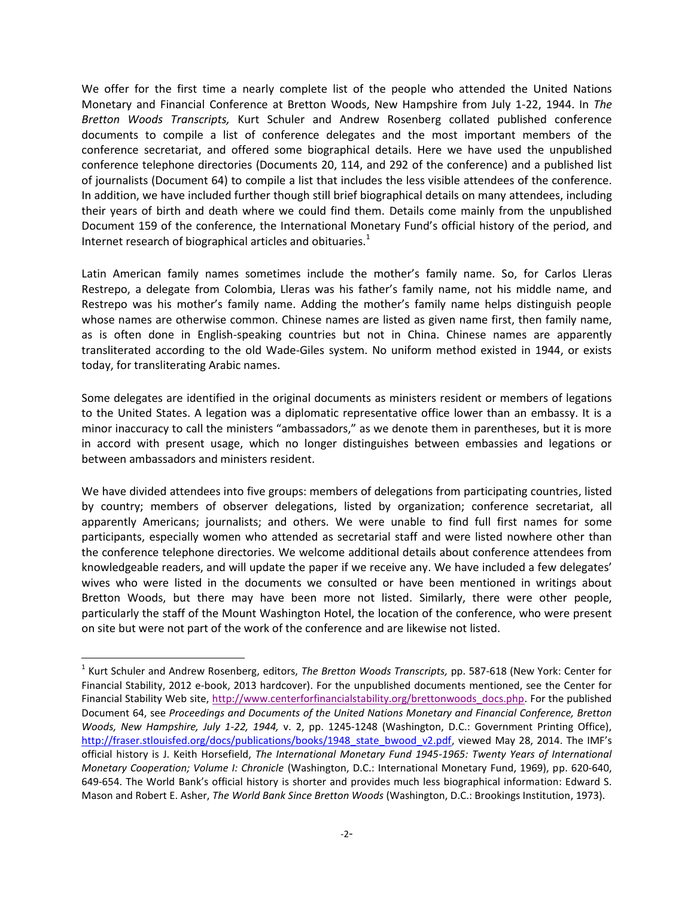We offer for the first time a nearly complete list of the people who attended the United Nations Monetary and Financial Conference at Bretton Woods, New Hampshire from July 1-22, 1944. In *The Bretton Woods Transcripts,* Kurt Schuler and Andrew Rosenberg collated published conference documents to compile a list of conference delegates and the most important members of the conference secretariat, and offered some biographical details. Here we have used the unpublished conference telephone directories (Documents 20, 114, and 292 of the conference) and a published list of journalists (Document 64) to compile a list that includes the less visible attendees of the conference. In addition, we have included further though still brief biographical details on many attendees, including their years of birth and death where we could find them. Details come mainly from the unpublished Document 159 of the conference, the International Monetary Fund's official history of the period, and Internet research of biographical articles and obituaries.[1]

Latin American family names sometimes include the mother's family name. So, for Carlos Lleras Restrepo, a delegate from Colombia, Lleras was his father's family name, not his middle name, and Restrepo was his mother's family name. Adding the mother's family name helps distinguish people whose names are otherwise common. Chinese names are listed as given name first, then family name, as is often done in English-speaking countries but not in China. Chinese names are apparently transliterated according to the old Wade-Giles system. No uniform method existed in 1944, or exists today, for transliterating Arabic names.

Some delegates are identified in the original documents as ministers resident or members of legations to the United States. A legation was a diplomatic representative office lower than an embassy. It is a minor inaccuracy to call the ministers "ambassadors," as we denote them in parentheses, but it is more in accord with present usage, which no longer distinguishes between embassies and legations or between ambassadors and ministers resident.

We have divided attendees into five groups: members of delegations from participating countries, listed by country; members of observer delegations, listed by organization; conference secretariat, all apparently Americans; journalists; and others. We were unable to find full first names for some participants, especially women who attended as secretarial staff and were listed nowhere other than the conference telephone directories. We welcome additional details about conference attendees from knowledgeable readers, and will update the paper if we receive any. We have included a few delegates' wives who were listed in the documents we consulted or have been mentioned in writings about Bretton Woods, but there may have been more not listed. Similarly, there were other people, particularly the staff of the Mount Washington Hotel, the location of the conference, who were present on site but were not part of the work of the conference and are likewise not listed.

---

[1] Kurt Schuler and Andrew Rosenberg, editors, *The Bretton Woods Transcripts,* pp. 587-618 (New York: Center for Financial Stability, 2012 e-book, 2013 hardcover). For the unpublished documents mentioned, see the Center for Financial Stability Web site, http://www.centerforfinancialstability.org/brettonwoods_docs.php. For the published Document 64, see *Proceedings and Documents of the United Nations Monetary and Financial Conference, Bretton Woods, New Hampshire, July 1-22, 1944,* v. 2, pp. 1245-1248 (Washington, D.C.: Government Printing Office), http://fraser.stlouisfed.org/docs/publications/books/1948_state_bwood_v2.pdf, viewed May 28, 2014. The IMF's official history is J. Keith Horsefield, *The International Monetary Fund 1945-1965: Twenty Years of International Monetary Cooperation; Volume I: Chronicle* (Washington, D.C.: International Monetary Fund, 1969), pp. 620-640, 649-654. The World Bank's official history is shorter and provides much less biographical information: Edward S. Mason and Robert E. Asher, *The World Bank Since Bretton Woods* (Washington, D.C.: Brookings Institution, 1973).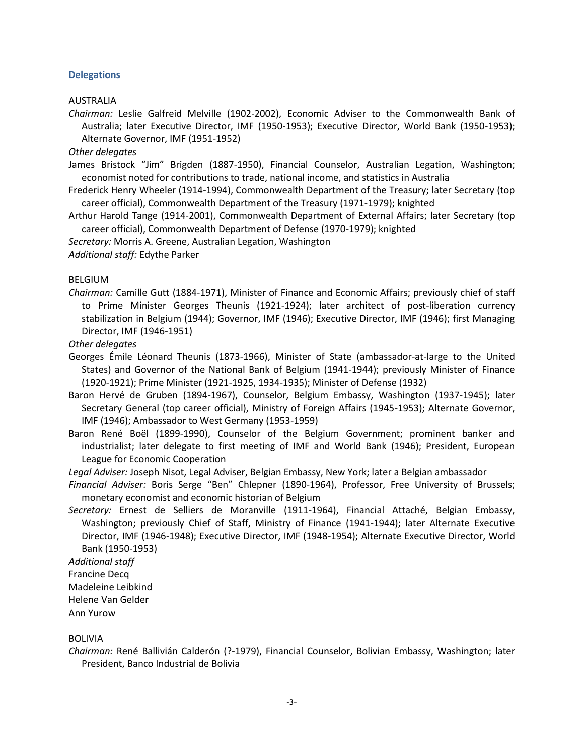### Delegations

AUSTRALIA

*Chairman:* Leslie Galfreid Melville (1902-2002), Economic Adviser to the Commonwealth Bank of Australia; later Executive Director, IMF (1950-1953); Executive Director, World Bank (1950-1953); Alternate Governor, IMF (1951-1952)

*Other delegates*

James Bristock "Jim" Brigden (1887-1950), Financial Counselor, Australian Legation, Washington; economist noted for contributions to trade, national income, and statistics in Australia

Frederick Henry Wheeler (1914-1994), Commonwealth Department of the Treasury; later Secretary (top career official), Commonwealth Department of the Treasury (1971-1979); knighted

Arthur Harold Tange (1914-2001), Commonwealth Department of External Affairs; later Secretary (top career official), Commonwealth Department of Defense (1970-1979); knighted

*Secretary:* Morris A. Greene, Australian Legation, Washington

*Additional staff:* Edythe Parker

BELGIUM

*Chairman:* Camille Gutt (1884-1971), Minister of Finance and Economic Affairs; previously chief of staff to Prime Minister Georges Theunis (1921-1924); later architect of post-liberation currency stabilization in Belgium (1944); Governor, IMF (1946); Executive Director, IMF (1946); first Managing Director, IMF (1946-1951)

*Other delegates*

Georges Émile Léonard Theunis (1873-1966), Minister of State (ambassador-at-large to the United States) and Governor of the National Bank of Belgium (1941-1944); previously Minister of Finance (1920-1921); Prime Minister (1921-1925, 1934-1935); Minister of Defense (1932)

Baron Hervé de Gruben (1894-1967), Counselor, Belgium Embassy, Washington (1937-1945); later Secretary General (top career official), Ministry of Foreign Affairs (1945-1953); Alternate Governor, IMF (1946); Ambassador to West Germany (1953-1959)

Baron René Boël (1899-1990), Counselor of the Belgium Government; prominent banker and industrialist; later delegate to first meeting of IMF and World Bank (1946); President, European League for Economic Cooperation

*Legal Adviser:* Joseph Nisot, Legal Adviser, Belgian Embassy, New York; later a Belgian ambassador

*Financial Adviser:* Boris Serge "Ben" Chlepner (1890-1964), Professor, Free University of Brussels; monetary economist and economic historian of Belgium

*Secretary:* Ernest de Selliers de Moranville (1911-1964), Financial Attaché, Belgian Embassy, Washington; previously Chief of Staff, Ministry of Finance (1941-1944); later Alternate Executive Director, IMF (1946-1948); Executive Director, IMF (1948-1954); Alternate Executive Director, World Bank (1950-1953)

*Additional staff*

Francine Decq

Madeleine Leibkind

Helene Van Gelder

Ann Yurow

BOLIVIA

*Chairman:* René Ballivián Calderón (?-1979), Financial Counselor, Bolivian Embassy, Washington; later President, Banco Industrial de Bolivia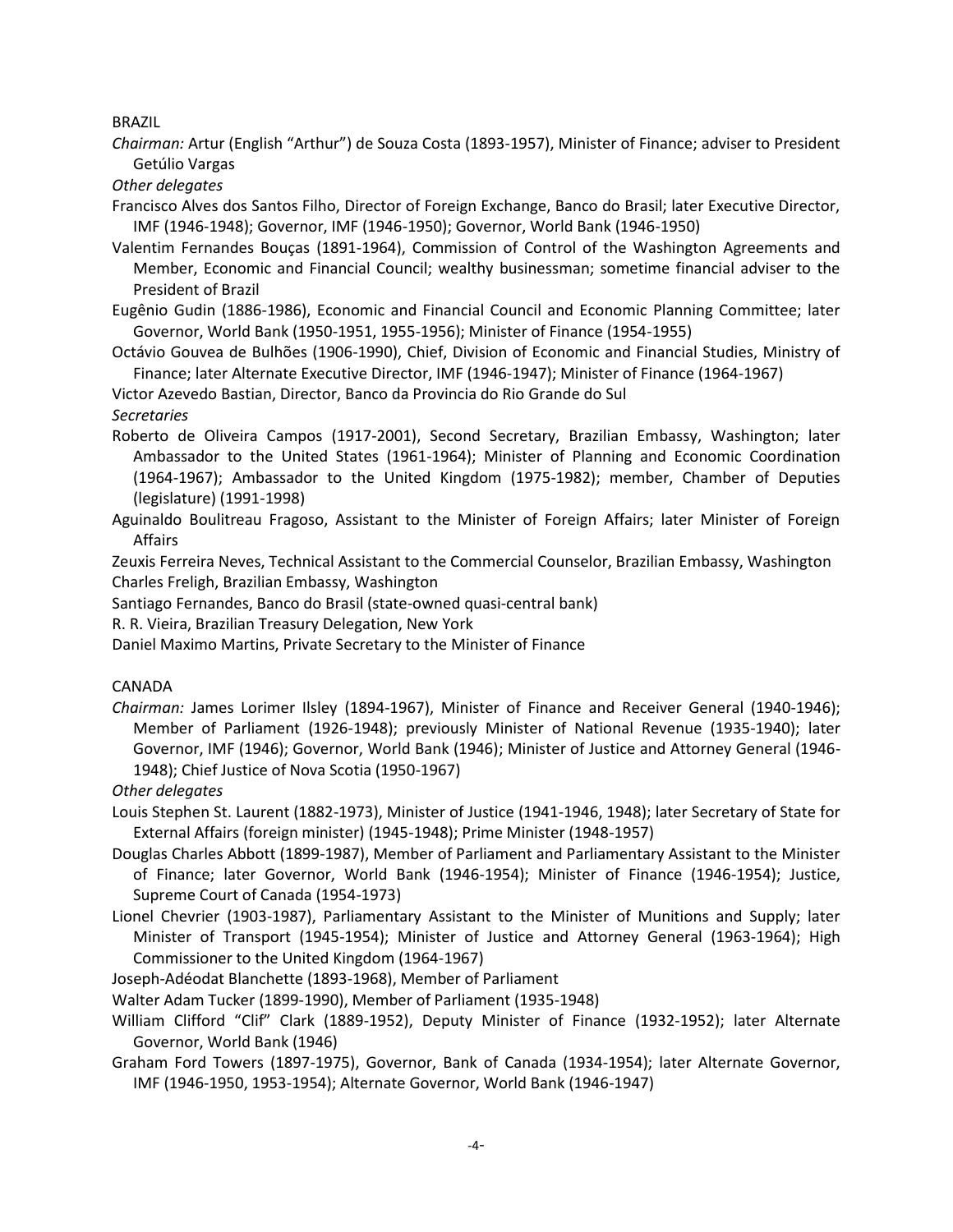BRAZIL

*Chairman:* Artur (English "Arthur") de Souza Costa (1893-1957), Minister of Finance; adviser to President Getúlio Vargas

*Other delegates*

Francisco Alves dos Santos Filho, Director of Foreign Exchange, Banco do Brasil; later Executive Director, IMF (1946-1948); Governor, IMF (1946-1950); Governor, World Bank (1946-1950)

Valentim Fernandes Bouças (1891-1964), Commission of Control of the Washington Agreements and Member, Economic and Financial Council; wealthy businessman; sometime financial adviser to the President of Brazil

Eugênio Gudin (1886-1986), Economic and Financial Council and Economic Planning Committee; later Governor, World Bank (1950-1951, 1955-1956); Minister of Finance (1954-1955)

Octávio Gouvea de Bulhões (1906-1990), Chief, Division of Economic and Financial Studies, Ministry of Finance; later Alternate Executive Director, IMF (1946-1947); Minister of Finance (1964-1967)

Victor Azevedo Bastian, Director, Banco da Provincia do Rio Grande do Sul

*Secretaries*

Roberto de Oliveira Campos (1917-2001), Second Secretary, Brazilian Embassy, Washington; later Ambassador to the United States (1961-1964); Minister of Planning and Economic Coordination (1964-1967); Ambassador to the United Kingdom (1975-1982); member, Chamber of Deputies (legislature) (1991-1998)

Aguinaldo Boulitreau Fragoso, Assistant to the Minister of Foreign Affairs; later Minister of Foreign Affairs

Zeuxis Ferreira Neves, Technical Assistant to the Commercial Counselor, Brazilian Embassy, Washington

Charles Freligh, Brazilian Embassy, Washington

Santiago Fernandes, Banco do Brasil (state-owned quasi-central bank)

R. R. Vieira, Brazilian Treasury Delegation, New York

Daniel Maximo Martins, Private Secretary to the Minister of Finance

CANADA

*Chairman:* James Lorimer Ilsley (1894-1967), Minister of Finance and Receiver General (1940-1946); Member of Parliament (1926-1948); previously Minister of National Revenue (1935-1940); later Governor, IMF (1946); Governor, World Bank (1946); Minister of Justice and Attorney General (1946-1948); Chief Justice of Nova Scotia (1950-1967)

*Other delegates*

Louis Stephen St. Laurent (1882-1973), Minister of Justice (1941-1946, 1948); later Secretary of State for External Affairs (foreign minister) (1945-1948); Prime Minister (1948-1957)

Douglas Charles Abbott (1899-1987), Member of Parliament and Parliamentary Assistant to the Minister of Finance; later Governor, World Bank (1946-1954); Minister of Finance (1946-1954); Justice, Supreme Court of Canada (1954-1973)

Lionel Chevrier (1903-1987), Parliamentary Assistant to the Minister of Munitions and Supply; later Minister of Transport (1945-1954); Minister of Justice and Attorney General (1963-1964); High Commissioner to the United Kingdom (1964-1967)

Joseph-Adéodat Blanchette (1893-1968), Member of Parliament

Walter Adam Tucker (1899-1990), Member of Parliament (1935-1948)

William Clifford "Clif" Clark (1889-1952), Deputy Minister of Finance (1932-1952); later Alternate Governor, World Bank (1946)

Graham Ford Towers (1897-1975), Governor, Bank of Canada (1934-1954); later Alternate Governor, IMF (1946-1950, 1953-1954); Alternate Governor, World Bank (1946-1947)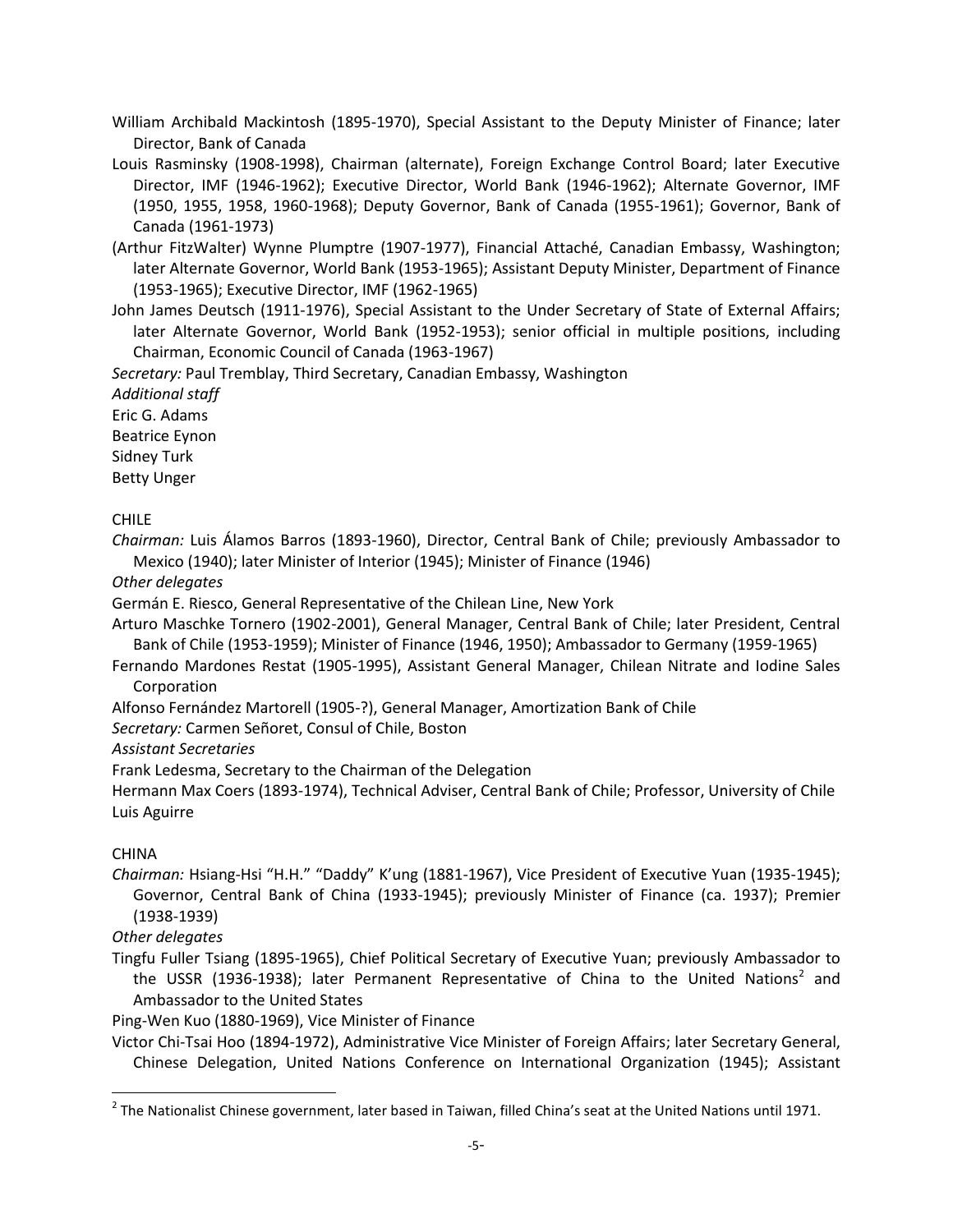William Archibald Mackintosh (1895-1970), Special Assistant to the Deputy Minister of Finance; later Director, Bank of Canada

Louis Rasminsky (1908-1998), Chairman (alternate), Foreign Exchange Control Board; later Executive Director, IMF (1946-1962); Executive Director, World Bank (1946-1962); Alternate Governor, IMF (1950, 1955, 1958, 1960-1968); Deputy Governor, Bank of Canada (1955-1961); Governor, Bank of Canada (1961-1973)

(Arthur FitzWalter) Wynne Plumptre (1907-1977), Financial Attaché, Canadian Embassy, Washington; later Alternate Governor, World Bank (1953-1965); Assistant Deputy Minister, Department of Finance (1953-1965); Executive Director, IMF (1962-1965)

John James Deutsch (1911-1976), Special Assistant to the Under Secretary of State of External Affairs; later Alternate Governor, World Bank (1952-1953); senior official in multiple positions, including Chairman, Economic Council of Canada (1963-1967)

*Secretary:* Paul Tremblay, Third Secretary, Canadian Embassy, Washington

*Additional staff*

Eric G. Adams

Beatrice Eynon

Sidney Turk

Betty Unger

CHILE

*Chairman:* Luis Álamos Barros (1893-1960), Director, Central Bank of Chile; previously Ambassador to Mexico (1940); later Minister of Interior (1945); Minister of Finance (1946)

*Other delegates*

Germán E. Riesco, General Representative of the Chilean Line, New York

Arturo Maschke Tornero (1902-2001), General Manager, Central Bank of Chile; later President, Central Bank of Chile (1953-1959); Minister of Finance (1946, 1950); Ambassador to Germany (1959-1965)

Fernando Mardones Restat (1905-1995), Assistant General Manager, Chilean Nitrate and Iodine Sales Corporation

Alfonso Fernández Martorell (1905-?), General Manager, Amortization Bank of Chile

*Secretary:* Carmen Señoret, Consul of Chile, Boston

*Assistant Secretaries*

Frank Ledesma, Secretary to the Chairman of the Delegation

Hermann Max Coers (1893-1974), Technical Adviser, Central Bank of Chile; Professor, University of Chile

Luis Aguirre

CHINA

*Chairman:* Hsiang-Hsi "H.H." "Daddy" K'ung (1881-1967), Vice President of Executive Yuan (1935-1945); Governor, Central Bank of China (1933-1945); previously Minister of Finance (ca. 1937); Premier (1938-1939)

*Other delegates*

Tingfu Fuller Tsiang (1895-1965), Chief Political Secretary of Executive Yuan; previously Ambassador to the USSR (1936-1938); later Permanent Representative of China to the United Nations[2] and Ambassador to the United States

Ping-Wen Kuo (1880-1969), Vice Minister of Finance

Victor Chi-Tsai Hoo (1894-1972), Administrative Vice Minister of Foreign Affairs; later Secretary General, Chinese Delegation, United Nations Conference on International Organization (1945); Assistant

[2] The Nationalist Chinese government, later based in Taiwan, filled China's seat at the United Nations until 1971.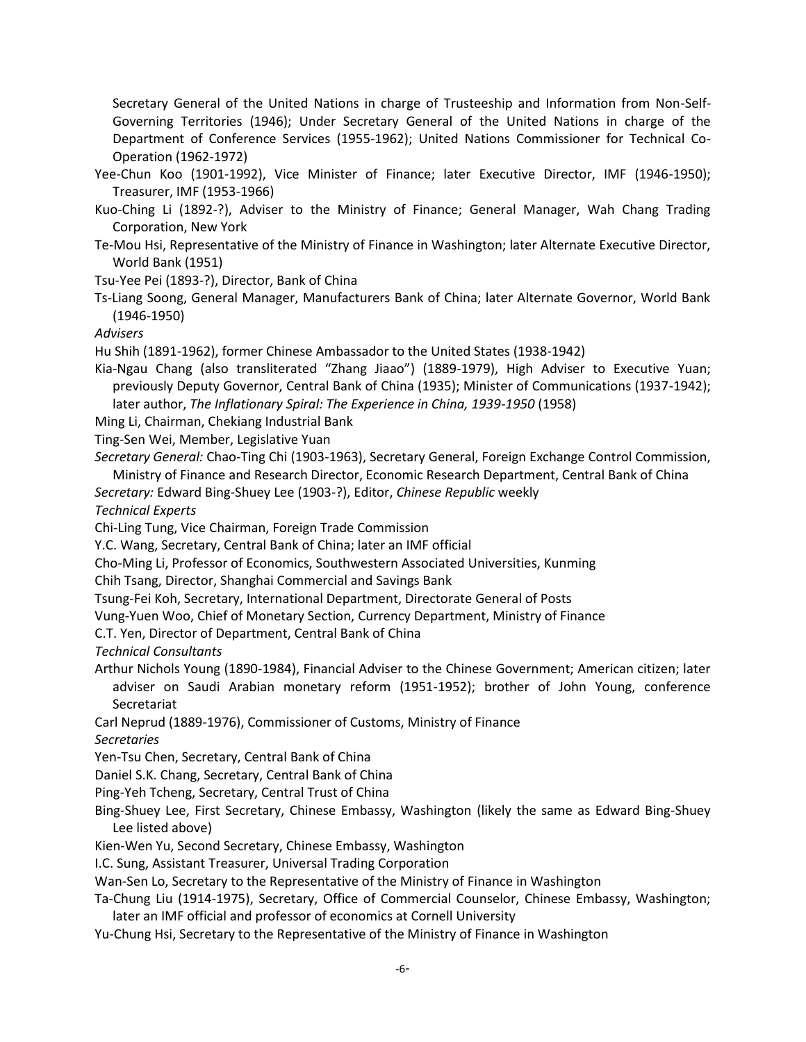Secretary General of the United Nations in charge of Trusteeship and Information from Non-Self-Governing Territories (1946); Under Secretary General of the United Nations in charge of the Department of Conference Services (1955-1962); United Nations Commissioner for Technical Co-Operation (1962-1972)

Yee-Chun Koo (1901-1992), Vice Minister of Finance; later Executive Director, IMF (1946-1950); Treasurer, IMF (1953-1966)

Kuo-Ching Li (1892-?), Adviser to the Ministry of Finance; General Manager, Wah Chang Trading Corporation, New York

Te-Mou Hsi, Representative of the Ministry of Finance in Washington; later Alternate Executive Director, World Bank (1951)

Tsu-Yee Pei (1893-?), Director, Bank of China

Ts-Liang Soong, General Manager, Manufacturers Bank of China; later Alternate Governor, World Bank (1946-1950)

*Advisers*

Hu Shih (1891-1962), former Chinese Ambassador to the United States (1938-1942)

Kia-Ngau Chang (also transliterated "Zhang Jiaao") (1889-1979), High Adviser to Executive Yuan; previously Deputy Governor, Central Bank of China (1935); Minister of Communications (1937-1942); later author, *The Inflationary Spiral: The Experience in China, 1939-1950* (1958)

Ming Li, Chairman, Chekiang Industrial Bank

Ting-Sen Wei, Member, Legislative Yuan

*Secretary General:* Chao-Ting Chi (1903-1963), Secretary General, Foreign Exchange Control Commission, Ministry of Finance and Research Director, Economic Research Department, Central Bank of China

*Secretary:* Edward Bing-Shuey Lee (1903-?), Editor, *Chinese Republic* weekly

*Technical Experts*

Chi-Ling Tung, Vice Chairman, Foreign Trade Commission

Y.C. Wang, Secretary, Central Bank of China; later an IMF official

Cho-Ming Li, Professor of Economics, Southwestern Associated Universities, Kunming

Chih Tsang, Director, Shanghai Commercial and Savings Bank

Tsung-Fei Koh, Secretary, International Department, Directorate General of Posts

Vung-Yuen Woo, Chief of Monetary Section, Currency Department, Ministry of Finance

C.T. Yen, Director of Department, Central Bank of China

*Technical Consultants*

Arthur Nichols Young (1890-1984), Financial Adviser to the Chinese Government; American citizen; later adviser on Saudi Arabian monetary reform (1951-1952); brother of John Young, conference Secretariat

Carl Neprud (1889-1976), Commissioner of Customs, Ministry of Finance

*Secretaries*

Yen-Tsu Chen, Secretary, Central Bank of China

Daniel S.K. Chang, Secretary, Central Bank of China

Ping-Yeh Tcheng, Secretary, Central Trust of China

Bing-Shuey Lee, First Secretary, Chinese Embassy, Washington (likely the same as Edward Bing-Shuey Lee listed above)

Kien-Wen Yu, Second Secretary, Chinese Embassy, Washington

I.C. Sung, Assistant Treasurer, Universal Trading Corporation

Wan-Sen Lo, Secretary to the Representative of the Ministry of Finance in Washington

Ta-Chung Liu (1914-1975), Secretary, Office of Commercial Counselor, Chinese Embassy, Washington; later an IMF official and professor of economics at Cornell University

Yu-Chung Hsi, Secretary to the Representative of the Ministry of Finance in Washington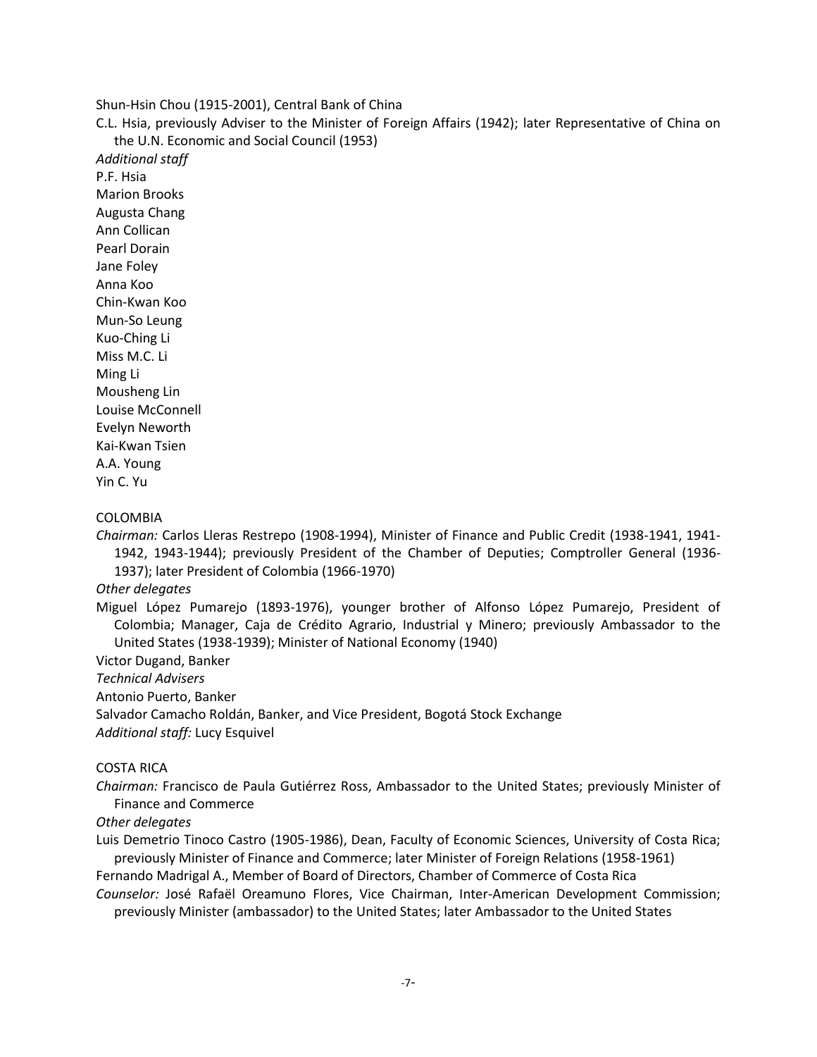Shun-Hsin Chou (1915-2001), Central Bank of China

C.L. Hsia, previously Adviser to the Minister of Foreign Affairs (1942); later Representative of China on the U.N. Economic and Social Council (1953)

*Additional staff*

P.F. Hsia
Marion Brooks
Augusta Chang
Ann Collican
Pearl Dorain
Jane Foley
Anna Koo
Chin-Kwan Koo
Mun-So Leung
Kuo-Ching Li
Miss M.C. Li
Ming Li
Mousheng Lin
Louise McConnell
Evelyn Neworth
Kai-Kwan Tsien
A.A. Young
Yin C. Yu

COLOMBIA

*Chairman:* Carlos Lleras Restrepo (1908-1994), Minister of Finance and Public Credit (1938-1941, 1941-1942, 1943-1944); previously President of the Chamber of Deputies; Comptroller General (1936-1937); later President of Colombia (1966-1970)

*Other delegates*

Miguel López Pumarejo (1893-1976), younger brother of Alfonso López Pumarejo, President of Colombia; Manager, Caja de Crédito Agrario, Industrial y Minero; previously Ambassador to the United States (1938-1939); Minister of National Economy (1940)

Victor Dugand, Banker

*Technical Advisers*

Antonio Puerto, Banker

Salvador Camacho Roldán, Banker, and Vice President, Bogotá Stock Exchange

*Additional staff:* Lucy Esquivel

COSTA RICA

*Chairman:* Francisco de Paula Gutiérrez Ross, Ambassador to the United States; previously Minister of Finance and Commerce

*Other delegates*

Luis Demetrio Tinoco Castro (1905-1986), Dean, Faculty of Economic Sciences, University of Costa Rica; previously Minister of Finance and Commerce; later Minister of Foreign Relations (1958-1961)

Fernando Madrigal A., Member of Board of Directors, Chamber of Commerce of Costa Rica

*Counselor:* José Rafaël Oreamuno Flores, Vice Chairman, Inter-American Development Commission; previously Minister (ambassador) to the United States; later Ambassador to the United States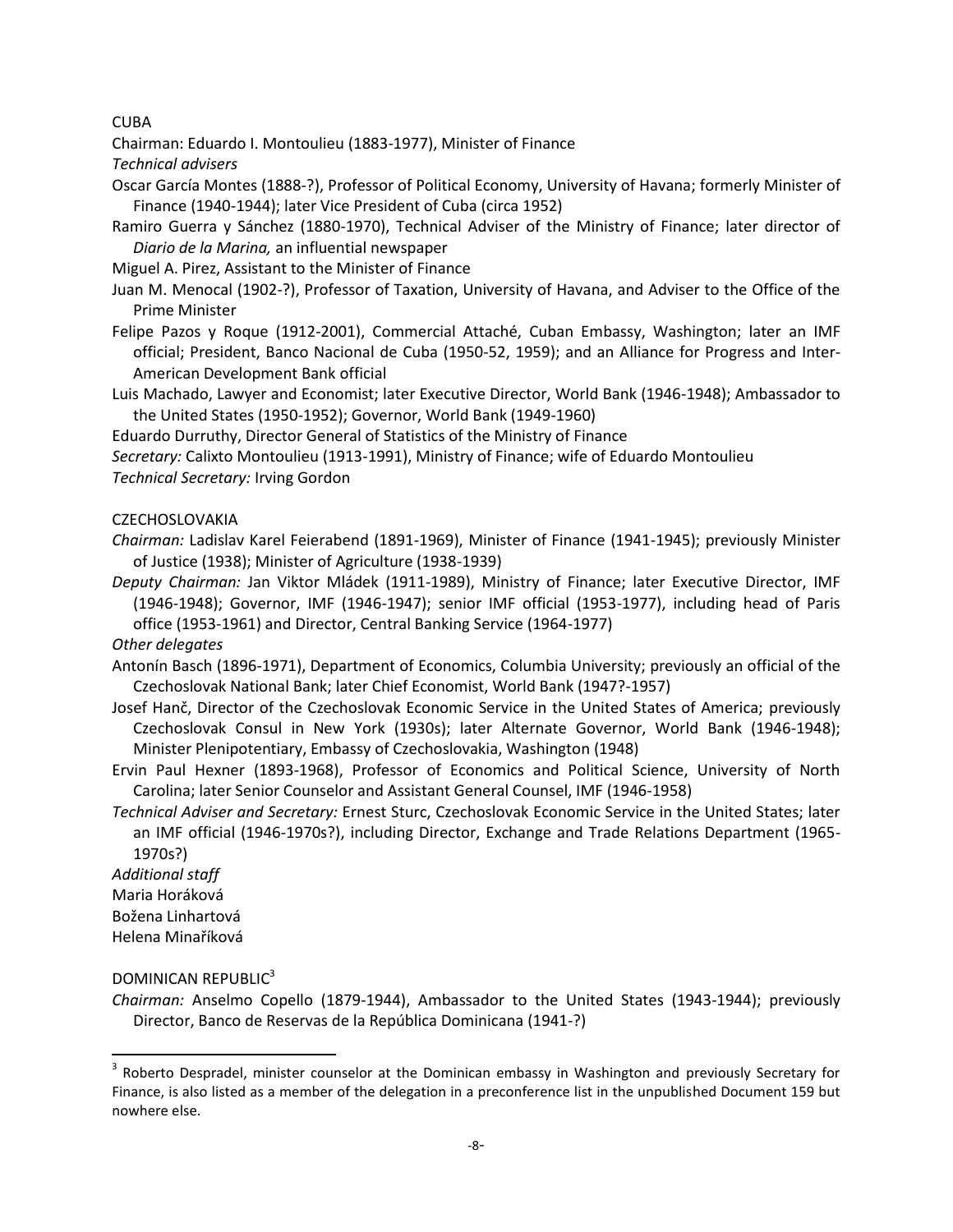CUBA

Chairman: Eduardo I. Montoulieu (1883-1977), Minister of Finance

*Technical advisers*

Oscar García Montes (1888-?), Professor of Political Economy, University of Havana; formerly Minister of Finance (1940-1944); later Vice President of Cuba (circa 1952)

Ramiro Guerra y Sánchez (1880-1970), Technical Adviser of the Ministry of Finance; later director of *Diario de la Marina,* an influential newspaper

Miguel A. Pirez, Assistant to the Minister of Finance

Juan M. Menocal (1902-?), Professor of Taxation, University of Havana, and Adviser to the Office of the Prime Minister

Felipe Pazos y Roque (1912-2001), Commercial Attaché, Cuban Embassy, Washington; later an IMF official; President, Banco Nacional de Cuba (1950-52, 1959); and an Alliance for Progress and Inter-American Development Bank official

Luis Machado, Lawyer and Economist; later Executive Director, World Bank (1946-1948); Ambassador to the United States (1950-1952); Governor, World Bank (1949-1960)

Eduardo Durruthy, Director General of Statistics of the Ministry of Finance

*Secretary:* Calixto Montoulieu (1913-1991), Ministry of Finance; wife of Eduardo Montoulieu

*Technical Secretary:* Irving Gordon

CZECHOSLOVAKIA

*Chairman:* Ladislav Karel Feierabend (1891-1969), Minister of Finance (1941-1945); previously Minister of Justice (1938); Minister of Agriculture (1938-1939)

*Deputy Chairman:* Jan Viktor Mládek (1911-1989), Ministry of Finance; later Executive Director, IMF (1946-1948); Governor, IMF (1946-1947); senior IMF official (1953-1977), including head of Paris office (1953-1961) and Director, Central Banking Service (1964-1977)

*Other delegates*

Antonín Basch (1896-1971), Department of Economics, Columbia University; previously an official of the Czechoslovak National Bank; later Chief Economist, World Bank (1947?-1957)

Josef Hanč, Director of the Czechoslovak Economic Service in the United States of America; previously Czechoslovak Consul in New York (1930s); later Alternate Governor, World Bank (1946-1948); Minister Plenipotentiary, Embassy of Czechoslovakia, Washington (1948)

Ervin Paul Hexner (1893-1968), Professor of Economics and Political Science, University of North Carolina; later Senior Counselor and Assistant General Counsel, IMF (1946-1958)

*Technical Adviser and Secretary:* Ernest Sturc, Czechoslovak Economic Service in the United States; later an IMF official (1946-1970s?), including Director, Exchange and Trade Relations Department (1965-1970s?)

*Additional staff*

Maria Horáková

Božena Linhartová

Helena Minaříková

DOMINICAN REPUBLIC[3]

*Chairman:* Anselmo Copello (1879-1944), Ambassador to the United States (1943-1944); previously Director, Banco de Reservas de la República Dominicana (1941-?)

[3] Roberto Despradel, minister counselor at the Dominican embassy in Washington and previously Secretary for Finance, is also listed as a member of the delegation in a preconference list in the unpublished Document 159 but nowhere else.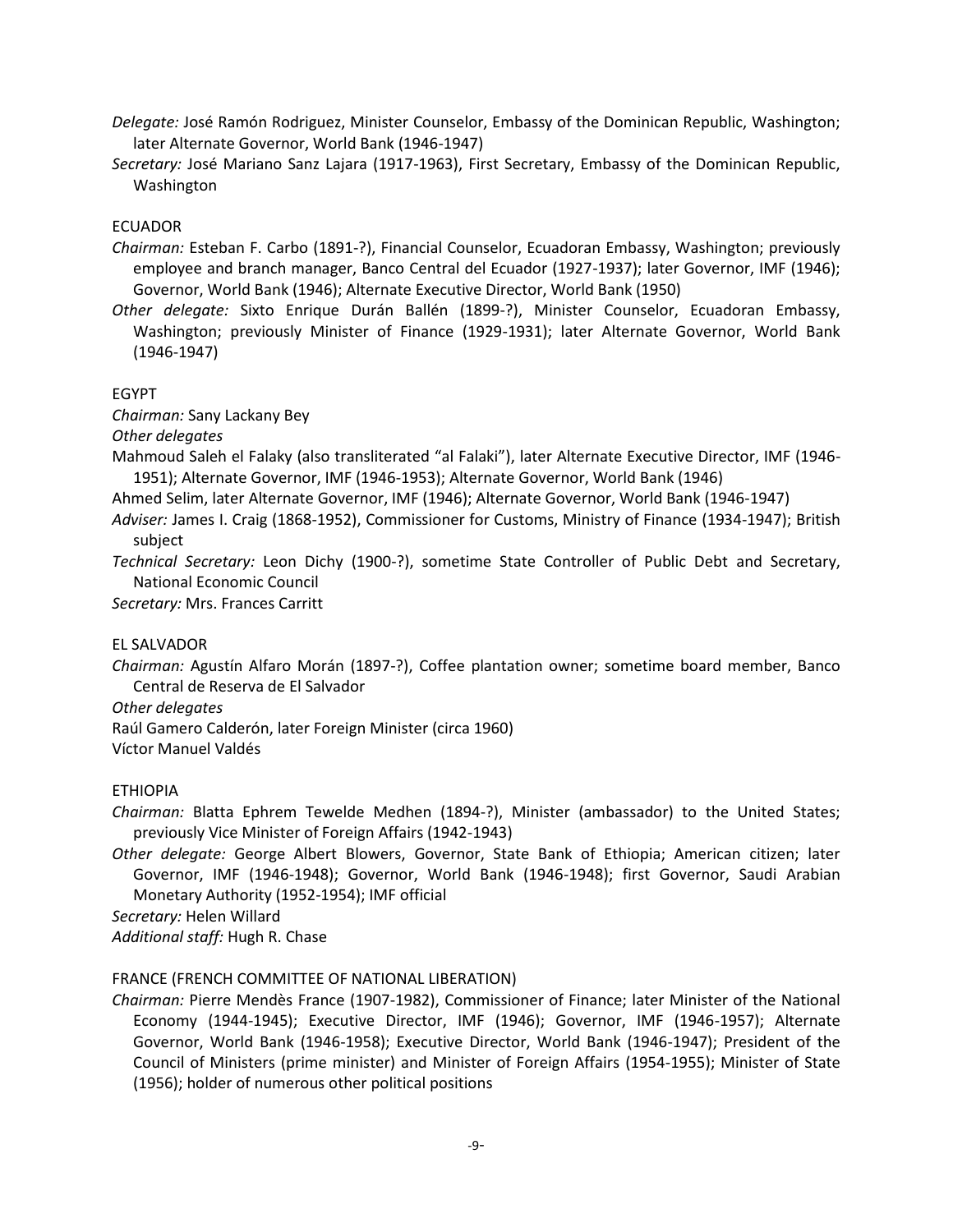*Delegate:* José Ramón Rodriguez, Minister Counselor, Embassy of the Dominican Republic, Washington; later Alternate Governor, World Bank (1946-1947)

*Secretary:* José Mariano Sanz Lajara (1917-1963), First Secretary, Embassy of the Dominican Republic, Washington

ECUADOR

*Chairman:* Esteban F. Carbo (1891-?), Financial Counselor, Ecuadoran Embassy, Washington; previously employee and branch manager, Banco Central del Ecuador (1927-1937); later Governor, IMF (1946); Governor, World Bank (1946); Alternate Executive Director, World Bank (1950)

*Other delegate:* Sixto Enrique Durán Ballén (1899-?), Minister Counselor, Ecuadoran Embassy, Washington; previously Minister of Finance (1929-1931); later Alternate Governor, World Bank (1946-1947)

EGYPT

*Chairman:* Sany Lackany Bey

*Other delegates*

Mahmoud Saleh el Falaky (also transliterated "al Falaki"), later Alternate Executive Director, IMF (1946-1951); Alternate Governor, IMF (1946-1953); Alternate Governor, World Bank (1946)

Ahmed Selim, later Alternate Governor, IMF (1946); Alternate Governor, World Bank (1946-1947)

*Adviser:* James I. Craig (1868-1952), Commissioner for Customs, Ministry of Finance (1934-1947); British subject

*Technical Secretary:* Leon Dichy (1900-?), sometime State Controller of Public Debt and Secretary, National Economic Council

*Secretary:* Mrs. Frances Carritt

EL SALVADOR

*Chairman:* Agustín Alfaro Morán (1897-?), Coffee plantation owner; sometime board member, Banco Central de Reserva de El Salvador

*Other delegates*

Raúl Gamero Calderón, later Foreign Minister (circa 1960)

Víctor Manuel Valdés

ETHIOPIA

*Chairman:* Blatta Ephrem Tewelde Medhen (1894-?), Minister (ambassador) to the United States; previously Vice Minister of Foreign Affairs (1942-1943)

*Other delegate:* George Albert Blowers, Governor, State Bank of Ethiopia; American citizen; later Governor, IMF (1946-1948); Governor, World Bank (1946-1948); first Governor, Saudi Arabian Monetary Authority (1952-1954); IMF official

*Secretary:* Helen Willard

*Additional staff:* Hugh R. Chase

FRANCE (FRENCH COMMITTEE OF NATIONAL LIBERATION)

*Chairman:* Pierre Mendès France (1907-1982), Commissioner of Finance; later Minister of the National Economy (1944-1945); Executive Director, IMF (1946); Governor, IMF (1946-1957); Alternate Governor, World Bank (1946-1958); Executive Director, World Bank (1946-1947); President of the Council of Ministers (prime minister) and Minister of Foreign Affairs (1954-1955); Minister of State (1956); holder of numerous other political positions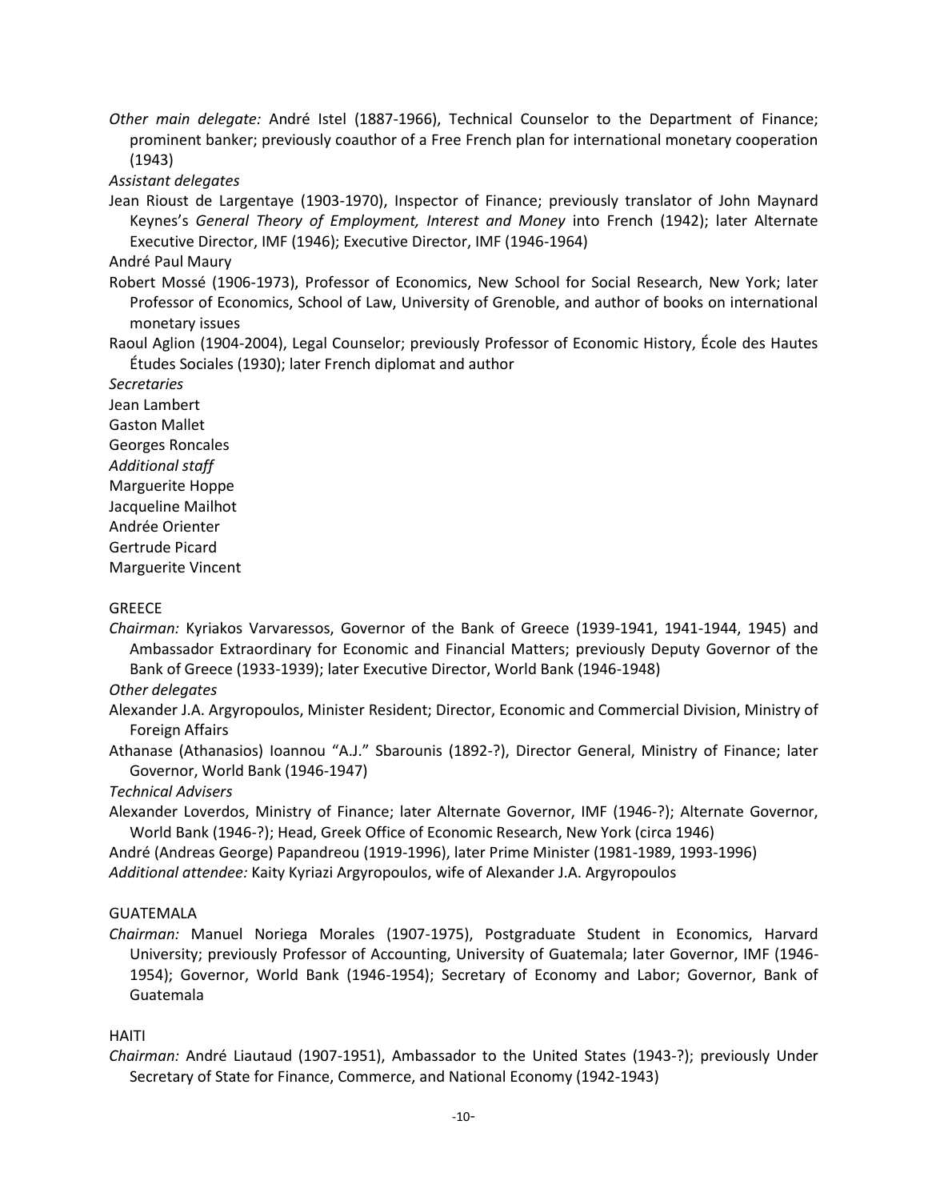*Other main delegate:* André Istel (1887-1966), Technical Counselor to the Department of Finance; prominent banker; previously coauthor of a Free French plan for international monetary cooperation (1943)

*Assistant delegates*

Jean Rioust de Largentaye (1903-1970), Inspector of Finance; previously translator of John Maynard Keynes's *General Theory of Employment, Interest and Money* into French (1942); later Alternate Executive Director, IMF (1946); Executive Director, IMF (1946-1964)

André Paul Maury

Robert Mossé (1906-1973), Professor of Economics, New School for Social Research, New York; later Professor of Economics, School of Law, University of Grenoble, and author of books on international monetary issues

Raoul Aglion (1904-2004), Legal Counselor; previously Professor of Economic History, École des Hautes Études Sociales (1930); later French diplomat and author

*Secretaries*

Jean Lambert

Gaston Mallet

Georges Roncales

*Additional staff*

Marguerite Hoppe

Jacqueline Mailhot

Andrée Orienter

Gertrude Picard

Marguerite Vincent

GREECE

*Chairman:* Kyriakos Varvaressos, Governor of the Bank of Greece (1939-1941, 1941-1944, 1945) and Ambassador Extraordinary for Economic and Financial Matters; previously Deputy Governor of the Bank of Greece (1933-1939); later Executive Director, World Bank (1946-1948)

*Other delegates*

Alexander J.A. Argyropoulos, Minister Resident; Director, Economic and Commercial Division, Ministry of Foreign Affairs

Athanase (Athanasios) Ioannou "A.J." Sbarounis (1892-?), Director General, Ministry of Finance; later Governor, World Bank (1946-1947)

*Technical Advisers*

Alexander Loverdos, Ministry of Finance; later Alternate Governor, IMF (1946-?); Alternate Governor, World Bank (1946-?); Head, Greek Office of Economic Research, New York (circa 1946)

André (Andreas George) Papandreou (1919-1996), later Prime Minister (1981-1989, 1993-1996)

*Additional attendee:* Kaity Kyriazi Argyropoulos, wife of Alexander J.A. Argyropoulos

GUATEMALA

*Chairman:* Manuel Noriega Morales (1907-1975), Postgraduate Student in Economics, Harvard University; previously Professor of Accounting, University of Guatemala; later Governor, IMF (1946-1954); Governor, World Bank (1946-1954); Secretary of Economy and Labor; Governor, Bank of Guatemala

HAITI

*Chairman:* André Liautaud (1907-1951), Ambassador to the United States (1943-?); previously Under Secretary of State for Finance, Commerce, and National Economy (1942-1943)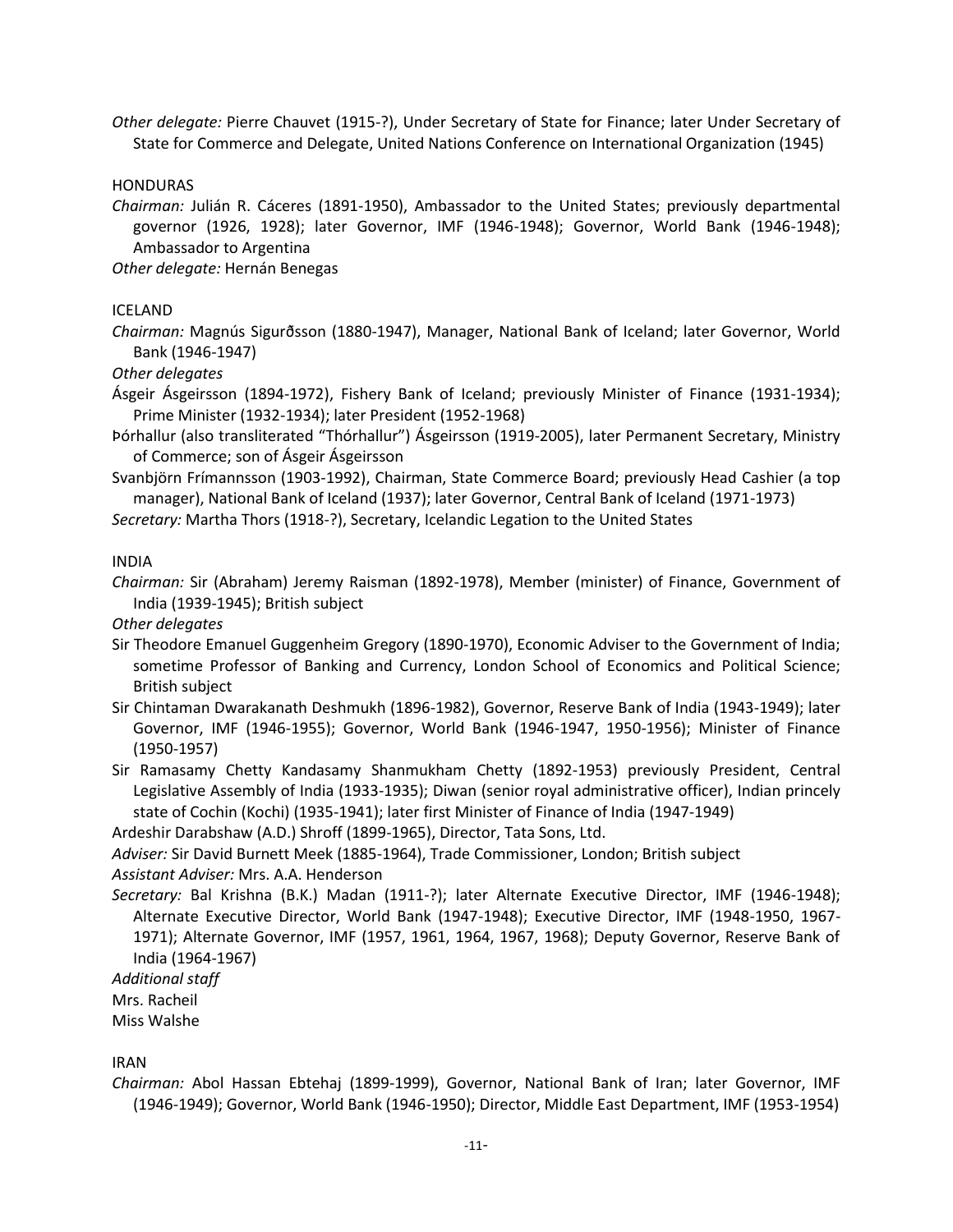*Other delegate:* Pierre Chauvet (1915-?), Under Secretary of State for Finance; later Under Secretary of State for Commerce and Delegate, United Nations Conference on International Organization (1945)

HONDURAS

*Chairman:* Julián R. Cáceres (1891-1950), Ambassador to the United States; previously departmental governor (1926, 1928); later Governor, IMF (1946-1948); Governor, World Bank (1946-1948); Ambassador to Argentina

*Other delegate:* Hernán Benegas

ICELAND

*Chairman:* Magnús Sigurðsson (1880-1947), Manager, National Bank of Iceland; later Governor, World Bank (1946-1947)

*Other delegates*

Ásgeir Ásgeirsson (1894-1972), Fishery Bank of Iceland; previously Minister of Finance (1931-1934); Prime Minister (1932-1934); later President (1952-1968)

Þórhallur (also transliterated "Thórhallur") Ásgeirsson (1919-2005), later Permanent Secretary, Ministry of Commerce; son of Ásgeir Ásgeirsson

Svanbjörn Frímannsson (1903-1992), Chairman, State Commerce Board; previously Head Cashier (a top manager), National Bank of Iceland (1937); later Governor, Central Bank of Iceland (1971-1973)

*Secretary:* Martha Thors (1918-?), Secretary, Icelandic Legation to the United States

INDIA

*Chairman:* Sir (Abraham) Jeremy Raisman (1892-1978), Member (minister) of Finance, Government of India (1939-1945); British subject

*Other delegates*

Sir Theodore Emanuel Guggenheim Gregory (1890-1970), Economic Adviser to the Government of India; sometime Professor of Banking and Currency, London School of Economics and Political Science; British subject

Sir Chintaman Dwarakanath Deshmukh (1896-1982), Governor, Reserve Bank of India (1943-1949); later Governor, IMF (1946-1955); Governor, World Bank (1946-1947, 1950-1956); Minister of Finance (1950-1957)

Sir Ramasamy Chetty Kandasamy Shanmukham Chetty (1892-1953) previously President, Central Legislative Assembly of India (1933-1935); Diwan (senior royal administrative officer), Indian princely state of Cochin (Kochi) (1935-1941); later first Minister of Finance of India (1947-1949)

Ardeshir Darabshaw (A.D.) Shroff (1899-1965), Director, Tata Sons, Ltd.

*Adviser:* Sir David Burnett Meek (1885-1964), Trade Commissioner, London; British subject

*Assistant Adviser:* Mrs. A.A. Henderson

*Secretary:* Bal Krishna (B.K.) Madan (1911-?); later Alternate Executive Director, IMF (1946-1948); Alternate Executive Director, World Bank (1947-1948); Executive Director, IMF (1948-1950, 1967-1971); Alternate Governor, IMF (1957, 1961, 1964, 1967, 1968); Deputy Governor, Reserve Bank of India (1964-1967)

*Additional staff*

Mrs. Racheil

Miss Walshe

IRAN

*Chairman:* Abol Hassan Ebtehaj (1899-1999), Governor, National Bank of Iran; later Governor, IMF (1946-1949); Governor, World Bank (1946-1950); Director, Middle East Department, IMF (1953-1954)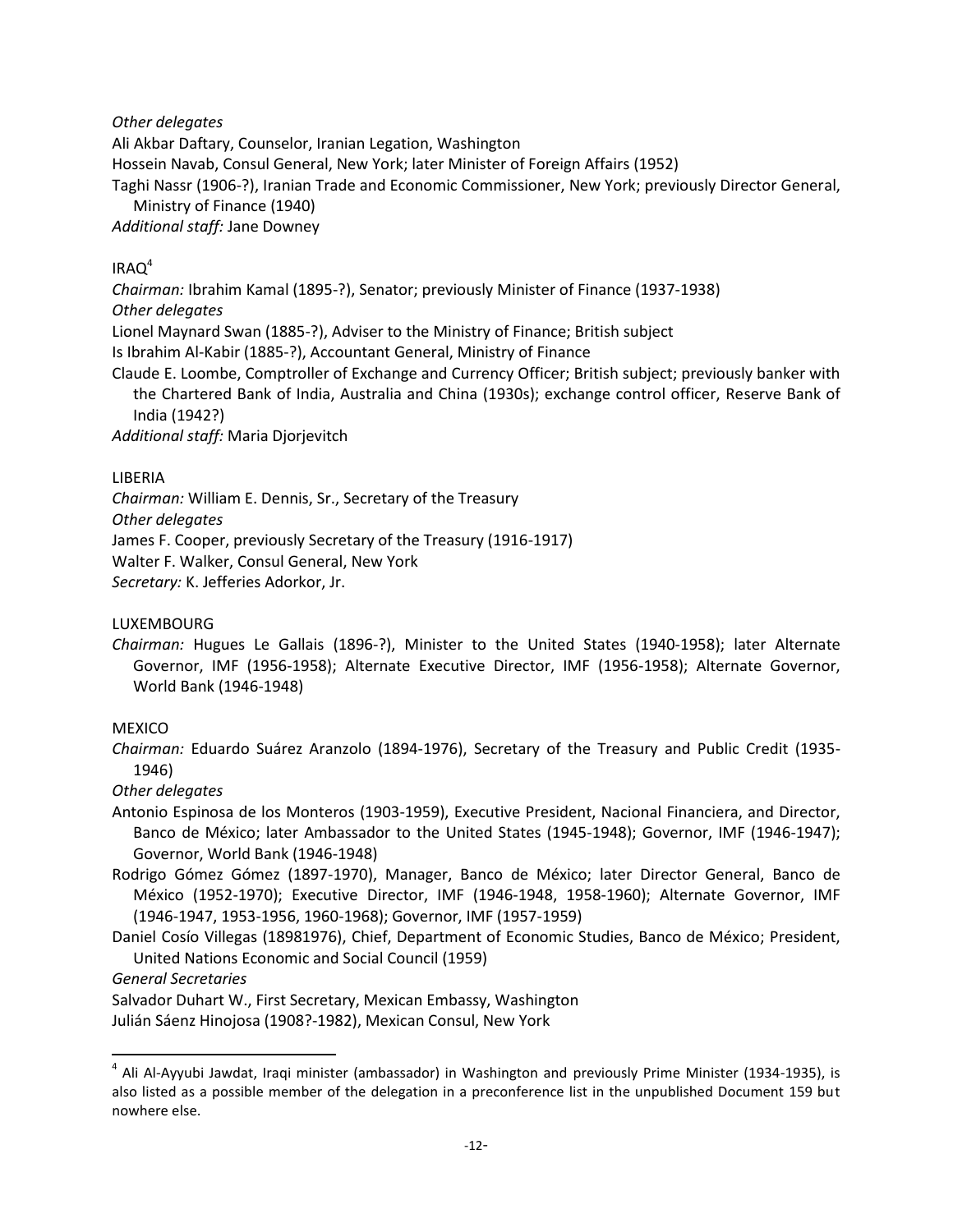*Other delegates*

Ali Akbar Daftary, Counselor, Iranian Legation, Washington

Hossein Navab, Consul General, New York; later Minister of Foreign Affairs (1952)

Taghi Nassr (1906-?), Iranian Trade and Economic Commissioner, New York; previously Director General, Ministry of Finance (1940)

*Additional staff:* Jane Downey

IRAQ[4]

*Chairman:* Ibrahim Kamal (1895-?), Senator; previously Minister of Finance (1937-1938)

*Other delegates*

Lionel Maynard Swan (1885-?), Adviser to the Ministry of Finance; British subject

Is Ibrahim Al-Kabir (1885-?), Accountant General, Ministry of Finance

Claude E. Loombe, Comptroller of Exchange and Currency Officer; British subject; previously banker with the Chartered Bank of India, Australia and China (1930s); exchange control officer, Reserve Bank of India (1942?)

*Additional staff:* Maria Djorjevitch

LIBERIA

*Chairman:* William E. Dennis, Sr., Secretary of the Treasury

*Other delegates*

James F. Cooper, previously Secretary of the Treasury (1916-1917)

Walter F. Walker, Consul General, New York

*Secretary:* K. Jefferies Adorkor, Jr.

LUXEMBOURG

*Chairman:* Hugues Le Gallais (1896-?), Minister to the United States (1940-1958); later Alternate Governor, IMF (1956-1958); Alternate Executive Director, IMF (1956-1958); Alternate Governor, World Bank (1946-1948)

MEXICO

*Chairman:* Eduardo Suárez Aranzolo (1894-1976), Secretary of the Treasury and Public Credit (1935-1946)

*Other delegates*

Antonio Espinosa de los Monteros (1903-1959), Executive President, Nacional Financiera, and Director, Banco de México; later Ambassador to the United States (1945-1948); Governor, IMF (1946-1947); Governor, World Bank (1946-1948)

Rodrigo Gómez Gómez (1897-1970), Manager, Banco de México; later Director General, Banco de México (1952-1970); Executive Director, IMF (1946-1948, 1958-1960); Alternate Governor, IMF (1946-1947, 1953-1956, 1960-1968); Governor, IMF (1957-1959)

Daniel Cosío Villegas (18981976), Chief, Department of Economic Studies, Banco de México; President, United Nations Economic and Social Council (1959)

*General Secretaries*

Salvador Duhart W., First Secretary, Mexican Embassy, Washington

Julián Sáenz Hinojosa (1908?-1982), Mexican Consul, New York

---

[4] Ali Al-Ayyubi Jawdat, Iraqi minister (ambassador) in Washington and previously Prime Minister (1934-1935), is also listed as a possible member of the delegation in a preconference list in the unpublished Document 159 but nowhere else.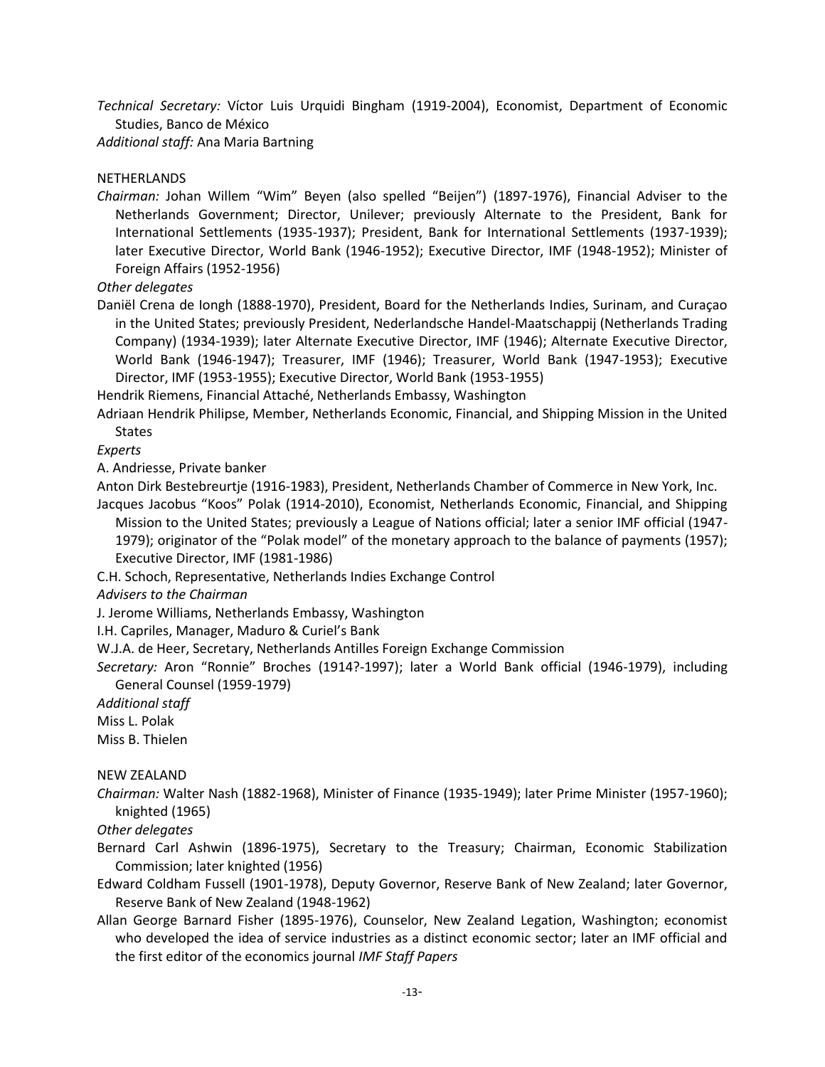*Technical Secretary:* Víctor Luis Urquidi Bingham (1919-2004), Economist, Department of Economic Studies, Banco de México

*Additional staff:* Ana Maria Bartning

NETHERLANDS

*Chairman:* Johan Willem “Wim” Beyen (also spelled “Beijen”) (1897-1976), Financial Adviser to the Netherlands Government; Director, Unilever; previously Alternate to the President, Bank for International Settlements (1935-1937); President, Bank for International Settlements (1937-1939); later Executive Director, World Bank (1946-1952); Executive Director, IMF (1948-1952); Minister of Foreign Affairs (1952-1956)

*Other delegates*

Daniël Crena de Iongh (1888-1970), President, Board for the Netherlands Indies, Surinam, and Curaçao in the United States; previously President, Nederlandsche Handel-Maatschappij (Netherlands Trading Company) (1934-1939); later Alternate Executive Director, IMF (1946); Alternate Executive Director, World Bank (1946-1947); Treasurer, IMF (1946); Treasurer, World Bank (1947-1953); Executive Director, IMF (1953-1955); Executive Director, World Bank (1953-1955)

Hendrik Riemens, Financial Attaché, Netherlands Embassy, Washington

Adriaan Hendrik Philipse, Member, Netherlands Economic, Financial, and Shipping Mission in the United States

*Experts*

A. Andriesse, Private banker

Anton Dirk Bestebreurtje (1916-1983), President, Netherlands Chamber of Commerce in New York, Inc.

Jacques Jacobus “Koos” Polak (1914-2010), Economist, Netherlands Economic, Financial, and Shipping Mission to the United States; previously a League of Nations official; later a senior IMF official (1947-1979); originator of the “Polak model” of the monetary approach to the balance of payments (1957); Executive Director, IMF (1981-1986)

C.H. Schoch, Representative, Netherlands Indies Exchange Control

*Advisers to the Chairman*

J. Jerome Williams, Netherlands Embassy, Washington

I.H. Capriles, Manager, Maduro & Curiel’s Bank

W.J.A. de Heer, Secretary, Netherlands Antilles Foreign Exchange Commission

*Secretary:* Aron “Ronnie” Broches (1914?-1997); later a World Bank official (1946-1979), including General Counsel (1959-1979)

*Additional staff*

Miss L. Polak

Miss B. Thielen

NEW ZEALAND

*Chairman:* Walter Nash (1882-1968), Minister of Finance (1935-1949); later Prime Minister (1957-1960); knighted (1965)

*Other delegates*

Bernard Carl Ashwin (1896-1975), Secretary to the Treasury; Chairman, Economic Stabilization Commission; later knighted (1956)

Edward Coldham Fussell (1901-1978), Deputy Governor, Reserve Bank of New Zealand; later Governor, Reserve Bank of New Zealand (1948-1962)

Allan George Barnard Fisher (1895-1976), Counselor, New Zealand Legation, Washington; economist who developed the idea of service industries as a distinct economic sector; later an IMF official and the first editor of the economics journal *IMF Staff Papers*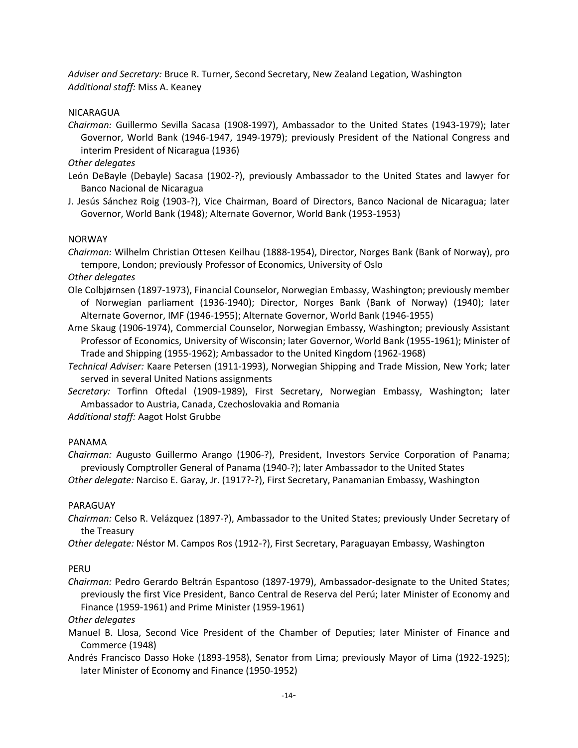*Adviser and Secretary:* Bruce R. Turner, Second Secretary, New Zealand Legation, Washington
*Additional staff:* Miss A. Keaney

NICARAGUA

*Chairman:* Guillermo Sevilla Sacasa (1908-1997), Ambassador to the United States (1943-1979); later Governor, World Bank (1946-1947, 1949-1979); previously President of the National Congress and interim President of Nicaragua (1936)

*Other delegates*

León DeBayle (Debayle) Sacasa (1902-?), previously Ambassador to the United States and lawyer for Banco Nacional de Nicaragua

J. Jesús Sánchez Roig (1903-?), Vice Chairman, Board of Directors, Banco Nacional de Nicaragua; later Governor, World Bank (1948); Alternate Governor, World Bank (1953-1953)

NORWAY

*Chairman:* Wilhelm Christian Ottesen Keilhau (1888-1954), Director, Norges Bank (Bank of Norway), pro tempore, London; previously Professor of Economics, University of Oslo

*Other delegates*

Ole Colbjørnsen (1897-1973), Financial Counselor, Norwegian Embassy, Washington; previously member of Norwegian parliament (1936-1940); Director, Norges Bank (Bank of Norway) (1940); later Alternate Governor, IMF (1946-1955); Alternate Governor, World Bank (1946-1955)

Arne Skaug (1906-1974), Commercial Counselor, Norwegian Embassy, Washington; previously Assistant Professor of Economics, University of Wisconsin; later Governor, World Bank (1955-1961); Minister of Trade and Shipping (1955-1962); Ambassador to the United Kingdom (1962-1968)

*Technical Adviser:* Kaare Petersen (1911-1993), Norwegian Shipping and Trade Mission, New York; later served in several United Nations assignments

*Secretary:* Torfinn Oftedal (1909-1989), First Secretary, Norwegian Embassy, Washington; later Ambassador to Austria, Canada, Czechoslovakia and Romania

*Additional staff:* Aagot Holst Grubbe

PANAMA

*Chairman:* Augusto Guillermo Arango (1906-?), President, Investors Service Corporation of Panama; previously Comptroller General of Panama (1940-?); later Ambassador to the United States

*Other delegate:* Narciso E. Garay, Jr. (1917?-?), First Secretary, Panamanian Embassy, Washington

PARAGUAY

*Chairman:* Celso R. Velázquez (1897-?), Ambassador to the United States; previously Under Secretary of the Treasury

*Other delegate:* Néstor M. Campos Ros (1912-?), First Secretary, Paraguayan Embassy, Washington

PERU

*Chairman:* Pedro Gerardo Beltrán Espantoso (1897-1979), Ambassador-designate to the United States; previously the first Vice President, Banco Central de Reserva del Perú; later Minister of Economy and Finance (1959-1961) and Prime Minister (1959-1961)

*Other delegates*

Manuel B. Llosa, Second Vice President of the Chamber of Deputies; later Minister of Finance and Commerce (1948)

Andrés Francisco Dasso Hoke (1893-1958), Senator from Lima; previously Mayor of Lima (1922-1925); later Minister of Economy and Finance (1950-1952)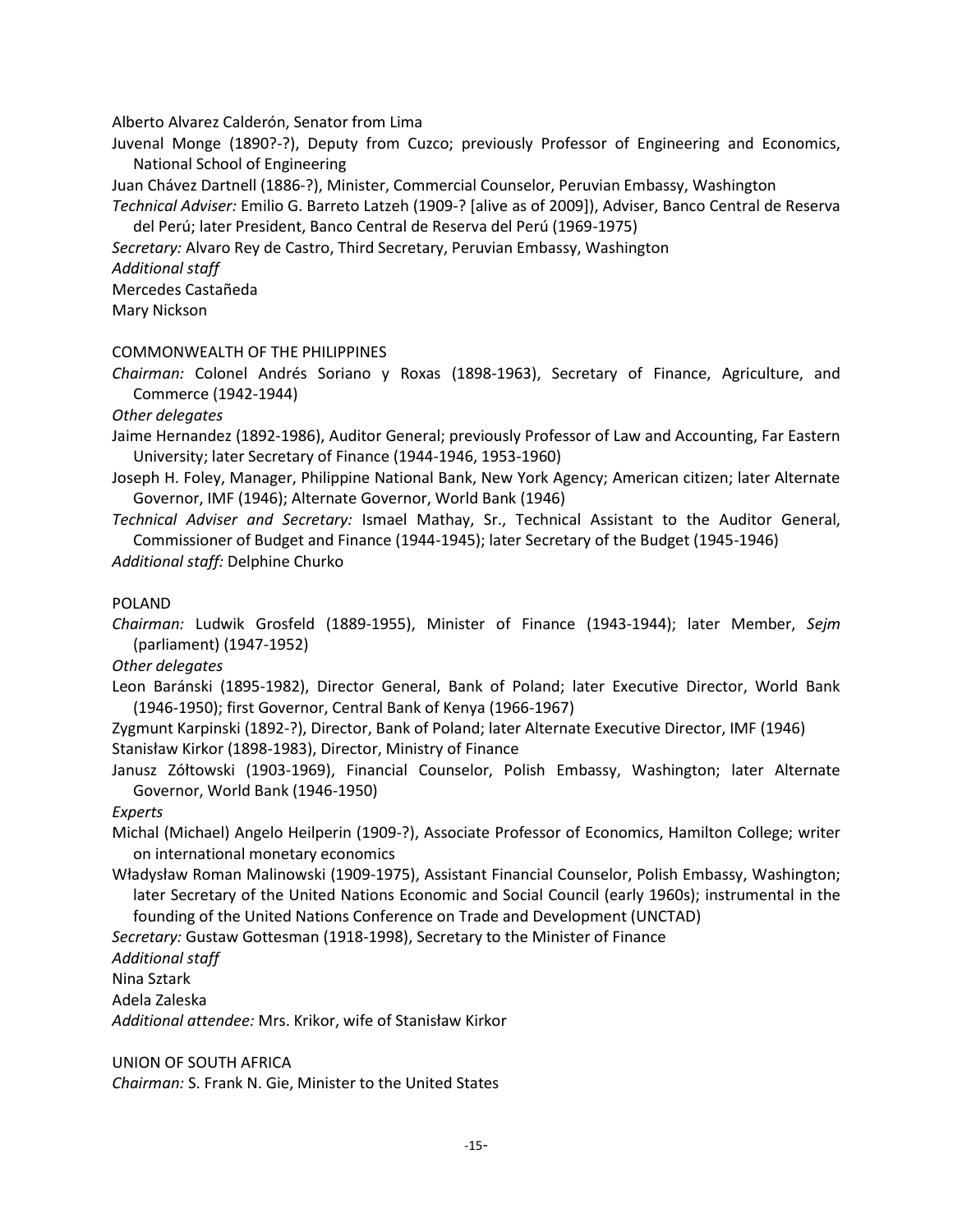Alberto Alvarez Calderón, Senator from Lima

Juvenal Monge (1890?-?), Deputy from Cuzco; previously Professor of Engineering and Economics, National School of Engineering

Juan Chávez Dartnell (1886-?), Minister, Commercial Counselor, Peruvian Embassy, Washington

*Technical Adviser:* Emilio G. Barreto Latzeh (1909-? [alive as of 2009]), Adviser, Banco Central de Reserva del Perú; later President, Banco Central de Reserva del Perú (1969-1975)

*Secretary:* Alvaro Rey de Castro, Third Secretary, Peruvian Embassy, Washington

*Additional staff*

Mercedes Castañeda

Mary Nickson

COMMONWEALTH OF THE PHILIPPINES

*Chairman:* Colonel Andrés Soriano y Roxas (1898-1963), Secretary of Finance, Agriculture, and Commerce (1942-1944)

*Other delegates*

Jaime Hernandez (1892-1986), Auditor General; previously Professor of Law and Accounting, Far Eastern University; later Secretary of Finance (1944-1946, 1953-1960)

Joseph H. Foley, Manager, Philippine National Bank, New York Agency; American citizen; later Alternate Governor, IMF (1946); Alternate Governor, World Bank (1946)

*Technical Adviser and Secretary:* Ismael Mathay, Sr., Technical Assistant to the Auditor General, Commissioner of Budget and Finance (1944-1945); later Secretary of the Budget (1945-1946)

*Additional staff:* Delphine Churko

POLAND

*Chairman:* Ludwik Grosfeld (1889-1955), Minister of Finance (1943-1944); later Member, *Sejm* (parliament) (1947-1952)

*Other delegates*

Leon Baránski (1895-1982), Director General, Bank of Poland; later Executive Director, World Bank (1946-1950); first Governor, Central Bank of Kenya (1966-1967)

Zygmunt Karpinski (1892-?), Director, Bank of Poland; later Alternate Executive Director, IMF (1946)

Stanisław Kirkor (1898-1983), Director, Ministry of Finance

Janusz Zółtowski (1903-1969), Financial Counselor, Polish Embassy, Washington; later Alternate Governor, World Bank (1946-1950)

*Experts*

Michal (Michael) Angelo Heilperin (1909-?), Associate Professor of Economics, Hamilton College; writer on international monetary economics

Władysław Roman Malinowski (1909-1975), Assistant Financial Counselor, Polish Embassy, Washington; later Secretary of the United Nations Economic and Social Council (early 1960s); instrumental in the founding of the United Nations Conference on Trade and Development (UNCTAD)

*Secretary:* Gustaw Gottesman (1918-1998), Secretary to the Minister of Finance

*Additional staff*

Nina Sztark

Adela Zaleska

*Additional attendee:* Mrs. Krikor, wife of Stanisław Kirkor

UNION OF SOUTH AFRICA

*Chairman:* S. Frank N. Gie, Minister to the United States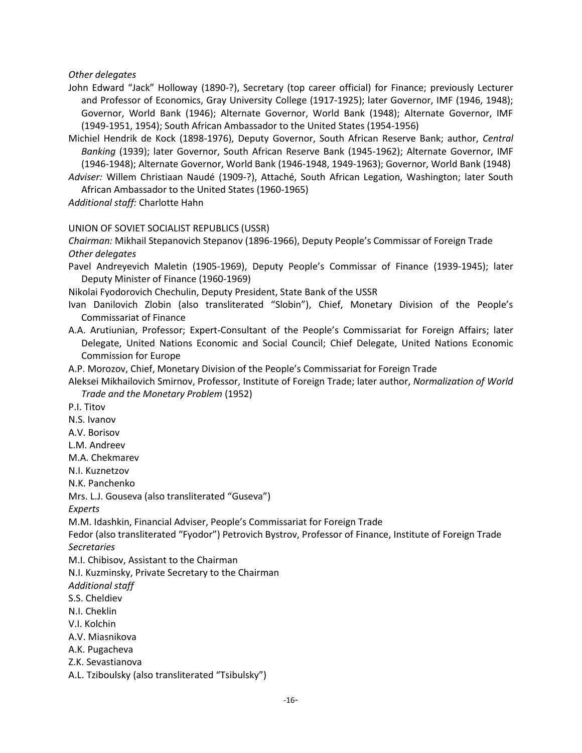*Other delegates*

John Edward "Jack" Holloway (1890-?), Secretary (top career official) for Finance; previously Lecturer and Professor of Economics, Gray University College (1917-1925); later Governor, IMF (1946, 1948); Governor, World Bank (1946); Alternate Governor, World Bank (1948); Alternate Governor, IMF (1949-1951, 1954); South African Ambassador to the United States (1954-1956)

Michiel Hendrik de Kock (1898-1976), Deputy Governor, South African Reserve Bank; author, *Central Banking* (1939); later Governor, South African Reserve Bank (1945-1962); Alternate Governor, IMF (1946-1948); Alternate Governor, World Bank (1946-1948, 1949-1963); Governor, World Bank (1948)

*Adviser:* Willem Christiaan Naudé (1909-?), Attaché, South African Legation, Washington; later South African Ambassador to the United States (1960-1965)

*Additional staff:* Charlotte Hahn

UNION OF SOVIET SOCIALIST REPUBLICS (USSR)

*Chairman:* Mikhail Stepanovich Stepanov (1896-1966), Deputy People's Commissar of Foreign Trade

*Other delegates*

Pavel Andreyevich Maletin (1905-1969), Deputy People's Commissar of Finance (1939-1945); later Deputy Minister of Finance (1960-1969)

Nikolai Fyodorovich Chechulin, Deputy President, State Bank of the USSR

Ivan Danilovich Zlobin (also transliterated "Slobin"), Chief, Monetary Division of the People's Commissariat of Finance

A.A. Arutiunian, Professor; Expert-Consultant of the People's Commissariat for Foreign Affairs; later Delegate, United Nations Economic and Social Council; Chief Delegate, United Nations Economic Commission for Europe

A.P. Morozov, Chief, Monetary Division of the People's Commissariat for Foreign Trade

Aleksei Mikhailovich Smirnov, Professor, Institute of Foreign Trade; later author, *Normalization of World Trade and the Monetary Problem* (1952)

P.I. Titov

N.S. Ivanov

A.V. Borisov

L.M. Andreev

M.A. Chekmarev

N.I. Kuznetzov

N.K. Panchenko

Mrs. L.J. Gouseva (also transliterated "Guseva")

*Experts*

M.M. Idashkin, Financial Adviser, People's Commissariat for Foreign Trade

Fedor (also transliterated "Fyodor") Petrovich Bystrov, Professor of Finance, Institute of Foreign Trade

*Secretaries*

M.I. Chibisov, Assistant to the Chairman

N.I. Kuzminsky, Private Secretary to the Chairman

*Additional staff*

S.S. Cheldiev

N.I. Cheklin

V.I. Kolchin

A.V. Miasnikova

A.K. Pugacheva

Z.K. Sevastianova

A.L. Tziboulsky (also transliterated "Tsibulsky")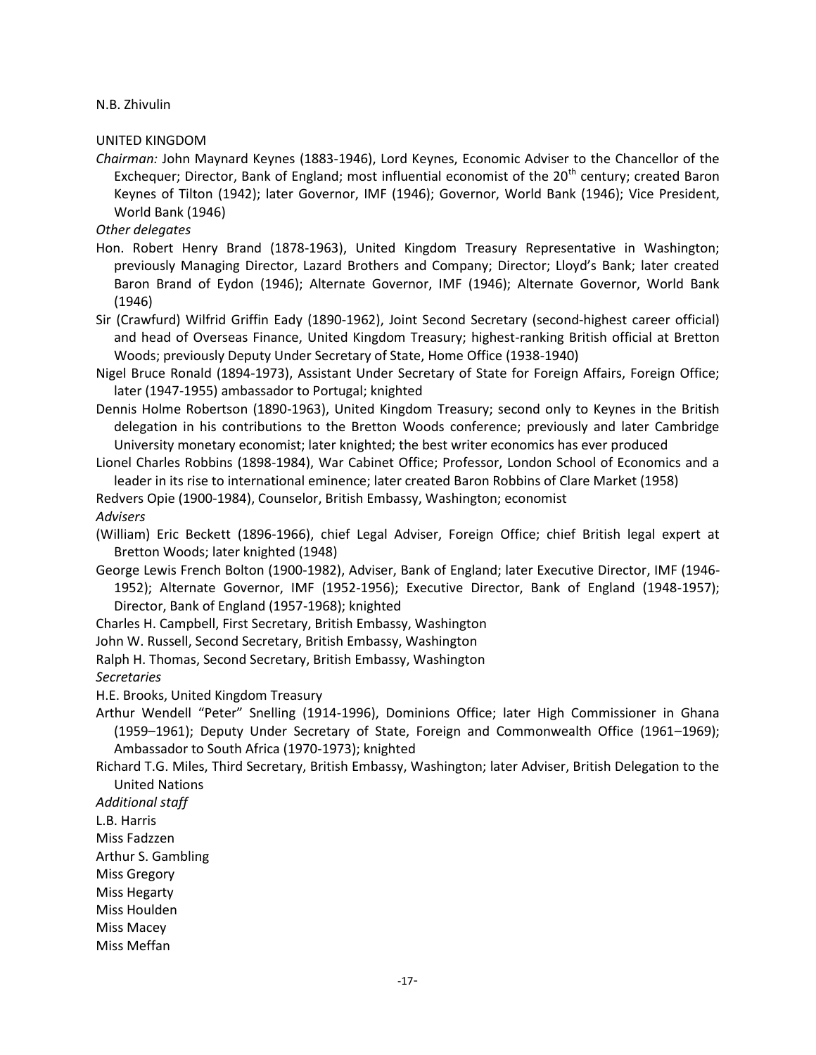N.B. Zhivulin

UNITED KINGDOM

*Chairman:* John Maynard Keynes (1883-1946), Lord Keynes, Economic Adviser to the Chancellor of the Exchequer; Director, Bank of England; most influential economist of the 20th century; created Baron Keynes of Tilton (1942); later Governor, IMF (1946); Governor, World Bank (1946); Vice President, World Bank (1946)

*Other delegates*

Hon. Robert Henry Brand (1878-1963), United Kingdom Treasury Representative in Washington; previously Managing Director, Lazard Brothers and Company; Director; Lloyd's Bank; later created Baron Brand of Eydon (1946); Alternate Governor, IMF (1946); Alternate Governor, World Bank (1946)

Sir (Crawfurd) Wilfrid Griffin Eady (1890-1962), Joint Second Secretary (second-highest career official) and head of Overseas Finance, United Kingdom Treasury; highest-ranking British official at Bretton Woods; previously Deputy Under Secretary of State, Home Office (1938-1940)

Nigel Bruce Ronald (1894-1973), Assistant Under Secretary of State for Foreign Affairs, Foreign Office; later (1947-1955) ambassador to Portugal; knighted

Dennis Holme Robertson (1890-1963), United Kingdom Treasury; second only to Keynes in the British delegation in his contributions to the Bretton Woods conference; previously and later Cambridge University monetary economist; later knighted; the best writer economics has ever produced

Lionel Charles Robbins (1898-1984), War Cabinet Office; Professor, London School of Economics and a leader in its rise to international eminence; later created Baron Robbins of Clare Market (1958)

Redvers Opie (1900-1984), Counselor, British Embassy, Washington; economist

*Advisers*

(William) Eric Beckett (1896-1966), chief Legal Adviser, Foreign Office; chief British legal expert at Bretton Woods; later knighted (1948)

George Lewis French Bolton (1900-1982), Adviser, Bank of England; later Executive Director, IMF (1946-1952); Alternate Governor, IMF (1952-1956); Executive Director, Bank of England (1948-1957); Director, Bank of England (1957-1968); knighted

Charles H. Campbell, First Secretary, British Embassy, Washington

John W. Russell, Second Secretary, British Embassy, Washington

Ralph H. Thomas, Second Secretary, British Embassy, Washington

*Secretaries*

H.E. Brooks, United Kingdom Treasury

Arthur Wendell "Peter" Snelling (1914-1996), Dominions Office; later High Commissioner in Ghana (1959–1961); Deputy Under Secretary of State, Foreign and Commonwealth Office (1961–1969); Ambassador to South Africa (1970-1973); knighted

Richard T.G. Miles, Third Secretary, British Embassy, Washington; later Adviser, British Delegation to the United Nations

*Additional staff*

L.B. Harris

Miss Fadzzen

Arthur S. Gambling

Miss Gregory

Miss Hegarty

Miss Houlden

Miss Macey

Miss Meffan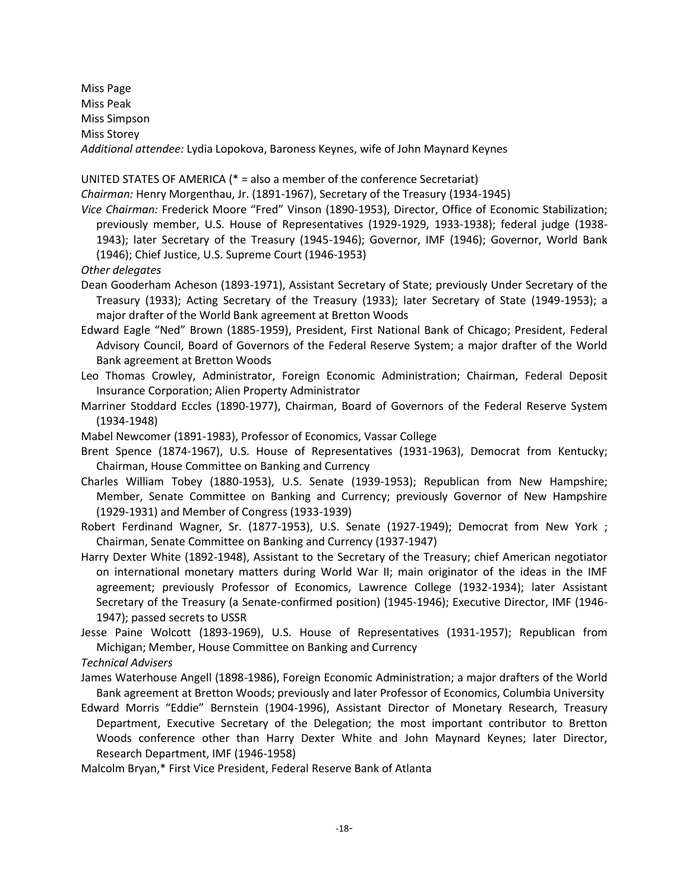Miss Page
Miss Peak
Miss Simpson
Miss Storey
*Additional attendee:* Lydia Lopokova, Baroness Keynes, wife of John Maynard Keynes

UNITED STATES OF AMERICA (* = also a member of the conference Secretariat)

*Chairman:* Henry Morgenthau, Jr. (1891-1967), Secretary of the Treasury (1934-1945)

*Vice Chairman:* Frederick Moore "Fred" Vinson (1890-1953), Director, Office of Economic Stabilization; previously member, U.S. House of Representatives (1929-1929, 1933-1938); federal judge (1938-1943); later Secretary of the Treasury (1945-1946); Governor, IMF (1946); Governor, World Bank (1946); Chief Justice, U.S. Supreme Court (1946-1953)

*Other delegates*

Dean Gooderham Acheson (1893-1971), Assistant Secretary of State; previously Under Secretary of the Treasury (1933); Acting Secretary of the Treasury (1933); later Secretary of State (1949-1953); a major drafter of the World Bank agreement at Bretton Woods

Edward Eagle "Ned" Brown (1885-1959), President, First National Bank of Chicago; President, Federal Advisory Council, Board of Governors of the Federal Reserve System; a major drafter of the World Bank agreement at Bretton Woods

Leo Thomas Crowley, Administrator, Foreign Economic Administration; Chairman, Federal Deposit Insurance Corporation; Alien Property Administrator

Marriner Stoddard Eccles (1890-1977), Chairman, Board of Governors of the Federal Reserve System (1934-1948)

Mabel Newcomer (1891-1983), Professor of Economics, Vassar College

Brent Spence (1874-1967), U.S. House of Representatives (1931-1963), Democrat from Kentucky; Chairman, House Committee on Banking and Currency

Charles William Tobey (1880-1953), U.S. Senate (1939-1953); Republican from New Hampshire; Member, Senate Committee on Banking and Currency; previously Governor of New Hampshire (1929-1931) and Member of Congress (1933-1939)

Robert Ferdinand Wagner, Sr. (1877-1953), U.S. Senate (1927-1949); Democrat from New York ; Chairman, Senate Committee on Banking and Currency (1937-1947)

Harry Dexter White (1892-1948), Assistant to the Secretary of the Treasury; chief American negotiator on international monetary matters during World War II; main originator of the ideas in the IMF agreement; previously Professor of Economics, Lawrence College (1932-1934); later Assistant Secretary of the Treasury (a Senate-confirmed position) (1945-1946); Executive Director, IMF (1946-1947); passed secrets to USSR

Jesse Paine Wolcott (1893-1969), U.S. House of Representatives (1931-1957); Republican from Michigan; Member, House Committee on Banking and Currency

*Technical Advisers*

James Waterhouse Angell (1898-1986), Foreign Economic Administration; a major drafters of the World Bank agreement at Bretton Woods; previously and later Professor of Economics, Columbia University

Edward Morris "Eddie" Bernstein (1904-1996), Assistant Director of Monetary Research, Treasury Department, Executive Secretary of the Delegation; the most important contributor to Bretton Woods conference other than Harry Dexter White and John Maynard Keynes; later Director, Research Department, IMF (1946-1958)

Malcolm Bryan,* First Vice President, Federal Reserve Bank of Atlanta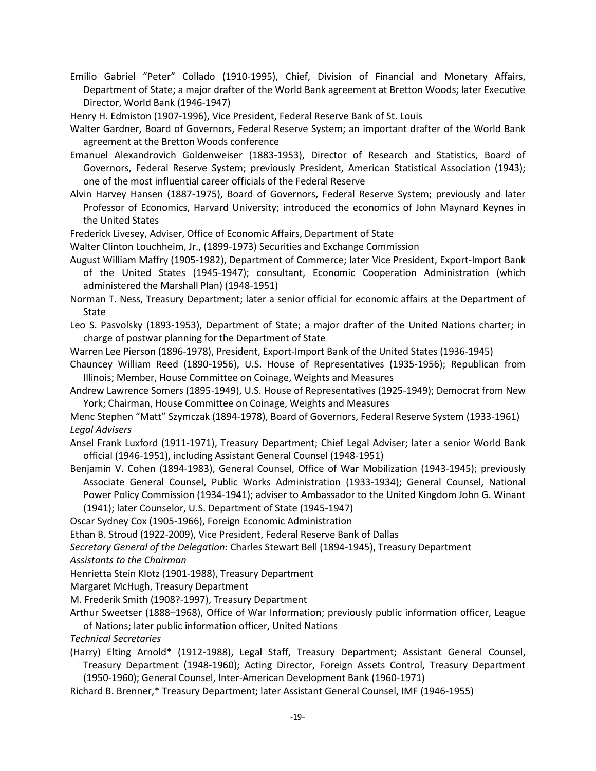Emilio Gabriel "Peter" Collado (1910-1995), Chief, Division of Financial and Monetary Affairs, Department of State; a major drafter of the World Bank agreement at Bretton Woods; later Executive Director, World Bank (1946-1947)

Henry H. Edmiston (1907-1996), Vice President, Federal Reserve Bank of St. Louis

Walter Gardner, Board of Governors, Federal Reserve System; an important drafter of the World Bank agreement at the Bretton Woods conference

Emanuel Alexandrovich Goldenweiser (1883-1953), Director of Research and Statistics, Board of Governors, Federal Reserve System; previously President, American Statistical Association (1943); one of the most influential career officials of the Federal Reserve

Alvin Harvey Hansen (1887-1975), Board of Governors, Federal Reserve System; previously and later Professor of Economics, Harvard University; introduced the economics of John Maynard Keynes in the United States

Frederick Livesey, Adviser, Office of Economic Affairs, Department of State

Walter Clinton Louchheim, Jr., (1899-1973) Securities and Exchange Commission

August William Maffry (1905-1982), Department of Commerce; later Vice President, Export-Import Bank of the United States (1945-1947); consultant, Economic Cooperation Administration (which administered the Marshall Plan) (1948-1951)

Norman T. Ness, Treasury Department; later a senior official for economic affairs at the Department of State

Leo S. Pasvolsky (1893-1953), Department of State; a major drafter of the United Nations charter; in charge of postwar planning for the Department of State

Warren Lee Pierson (1896-1978), President, Export-Import Bank of the United States (1936-1945)

Chauncey William Reed (1890-1956), U.S. House of Representatives (1935-1956); Republican from Illinois; Member, House Committee on Coinage, Weights and Measures

Andrew Lawrence Somers (1895-1949), U.S. House of Representatives (1925-1949); Democrat from New York; Chairman, House Committee on Coinage, Weights and Measures

Menc Stephen "Matt" Szymczak (1894-1978), Board of Governors, Federal Reserve System (1933-1961)

*Legal Advisers*

Ansel Frank Luxford (1911-1971), Treasury Department; Chief Legal Adviser; later a senior World Bank official (1946-1951), including Assistant General Counsel (1948-1951)

Benjamin V. Cohen (1894-1983), General Counsel, Office of War Mobilization (1943-1945); previously Associate General Counsel, Public Works Administration (1933-1934); General Counsel, National Power Policy Commission (1934-1941); adviser to Ambassador to the United Kingdom John G. Winant (1941); later Counselor, U.S. Department of State (1945-1947)

Oscar Sydney Cox (1905-1966), Foreign Economic Administration

Ethan B. Stroud (1922-2009), Vice President, Federal Reserve Bank of Dallas

*Secretary General of the Delegation:* Charles Stewart Bell (1894-1945), Treasury Department

*Assistants to the Chairman*

Henrietta Stein Klotz (1901-1988), Treasury Department

Margaret McHugh, Treasury Department

M. Frederik Smith (1908?-1997), Treasury Department

Arthur Sweetser (1888–1968), Office of War Information; previously public information officer, League of Nations; later public information officer, United Nations

*Technical Secretaries*

(Harry) Elting Arnold* (1912-1988), Legal Staff, Treasury Department; Assistant General Counsel, Treasury Department (1948-1960); Acting Director, Foreign Assets Control, Treasury Department (1950-1960); General Counsel, Inter-American Development Bank (1960-1971)

Richard B. Brenner,* Treasury Department; later Assistant General Counsel, IMF (1946-1955)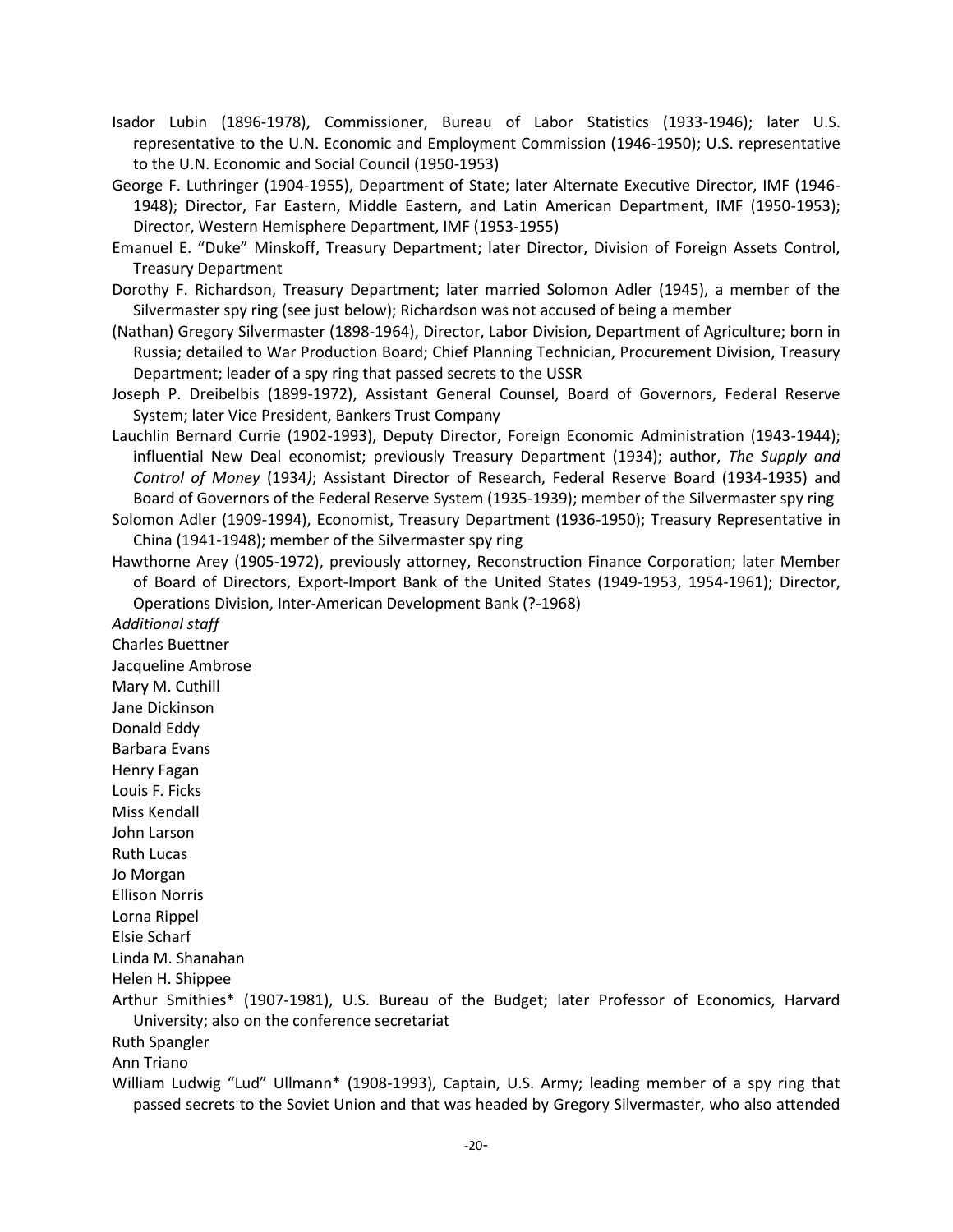Isador Lubin (1896-1978), Commissioner, Bureau of Labor Statistics (1933-1946); later U.S. representative to the U.N. Economic and Employment Commission (1946-1950); U.S. representative to the U.N. Economic and Social Council (1950-1953)

George F. Luthringer (1904-1955), Department of State; later Alternate Executive Director, IMF (1946-1948); Director, Far Eastern, Middle Eastern, and Latin American Department, IMF (1950-1953); Director, Western Hemisphere Department, IMF (1953-1955)

Emanuel E. "Duke" Minskoff, Treasury Department; later Director, Division of Foreign Assets Control, Treasury Department

Dorothy F. Richardson, Treasury Department; later married Solomon Adler (1945), a member of the Silvermaster spy ring (see just below); Richardson was not accused of being a member

(Nathan) Gregory Silvermaster (1898-1964), Director, Labor Division, Department of Agriculture; born in Russia; detailed to War Production Board; Chief Planning Technician, Procurement Division, Treasury Department; leader of a spy ring that passed secrets to the USSR

Joseph P. Dreibelbis (1899-1972), Assistant General Counsel, Board of Governors, Federal Reserve System; later Vice President, Bankers Trust Company

Lauchlin Bernard Currie (1902-1993), Deputy Director, Foreign Economic Administration (1943-1944); influential New Deal economist; previously Treasury Department (1934); author, *The Supply and Control of Money* (1934); Assistant Director of Research, Federal Reserve Board (1934-1935) and Board of Governors of the Federal Reserve System (1935-1939); member of the Silvermaster spy ring

Solomon Adler (1909-1994), Economist, Treasury Department (1936-1950); Treasury Representative in China (1941-1948); member of the Silvermaster spy ring

Hawthorne Arey (1905-1972), previously attorney, Reconstruction Finance Corporation; later Member of Board of Directors, Export-Import Bank of the United States (1949-1953, 1954-1961); Director, Operations Division, Inter-American Development Bank (?-1968)

*Additional staff*

Charles Buettner

Jacqueline Ambrose

Mary M. Cuthill

Jane Dickinson

Donald Eddy

Barbara Evans

Henry Fagan

Louis F. Ficks

Miss Kendall

John Larson

Ruth Lucas

Jo Morgan

Ellison Norris

Lorna Rippel

Elsie Scharf

Linda M. Shanahan

Helen H. Shippee

Arthur Smithies* (1907-1981), U.S. Bureau of the Budget; later Professor of Economics, Harvard University; also on the conference secretariat

Ruth Spangler

Ann Triano

William Ludwig "Lud" Ullmann* (1908-1993), Captain, U.S. Army; leading member of a spy ring that passed secrets to the Soviet Union and that was headed by Gregory Silvermaster, who also attended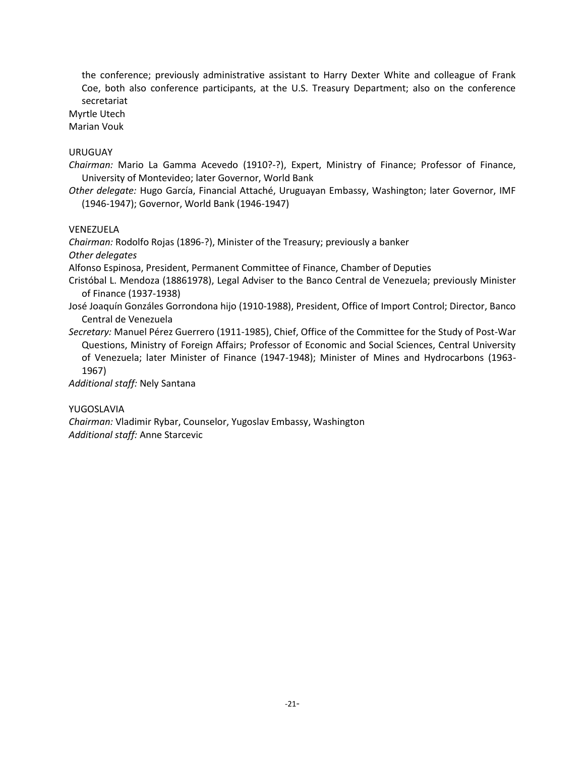the conference; previously administrative assistant to Harry Dexter White and colleague of Frank Coe, both also conference participants, at the U.S. Treasury Department; also on the conference secretariat

Myrtle Utech

Marian Vouk

URUGUAY

*Chairman:* Mario La Gamma Acevedo (1910?-?), Expert, Ministry of Finance; Professor of Finance, University of Montevideo; later Governor, World Bank

*Other delegate:* Hugo García, Financial Attaché, Uruguayan Embassy, Washington; later Governor, IMF (1946-1947); Governor, World Bank (1946-1947)

VENEZUELA

*Chairman:* Rodolfo Rojas (1896-?), Minister of the Treasury; previously a banker

*Other delegates*

Alfonso Espinosa, President, Permanent Committee of Finance, Chamber of Deputies

Cristóbal L. Mendoza (18861978), Legal Adviser to the Banco Central de Venezuela; previously Minister of Finance (1937-1938)

José Joaquín Gonzáles Gorrondona hijo (1910-1988), President, Office of Import Control; Director, Banco Central de Venezuela

*Secretary:* Manuel Pérez Guerrero (1911-1985), Chief, Office of the Committee for the Study of Post-War Questions, Ministry of Foreign Affairs; Professor of Economic and Social Sciences, Central University of Venezuela; later Minister of Finance (1947-1948); Minister of Mines and Hydrocarbons (1963-1967)

*Additional staff:* Nely Santana

YUGOSLAVIA

*Chairman:* Vladimir Rybar, Counselor, Yugoslav Embassy, Washington

*Additional staff:* Anne Starcevic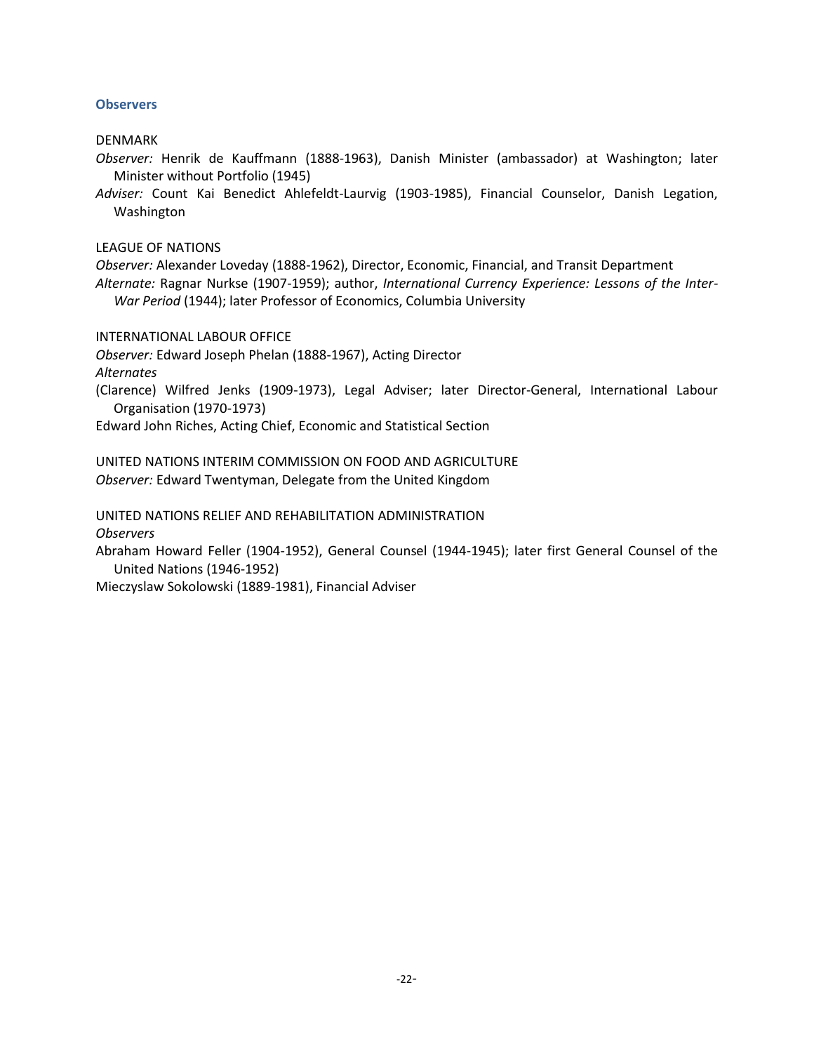### Observers

DENMARK

*Observer:* Henrik de Kauffmann (1888-1963), Danish Minister (ambassador) at Washington; later Minister without Portfolio (1945)

*Adviser:* Count Kai Benedict Ahlefeldt-Laurvig (1903-1985), Financial Counselor, Danish Legation, Washington

LEAGUE OF NATIONS

*Observer:* Alexander Loveday (1888-1962), Director, Economic, Financial, and Transit Department

*Alternate:* Ragnar Nurkse (1907-1959); author, *International Currency Experience: Lessons of the Inter-War Period* (1944); later Professor of Economics, Columbia University

INTERNATIONAL LABOUR OFFICE

*Observer:* Edward Joseph Phelan (1888-1967), Acting Director

*Alternates*

(Clarence) Wilfred Jenks (1909-1973), Legal Adviser; later Director-General, International Labour Organisation (1970-1973)

Edward John Riches, Acting Chief, Economic and Statistical Section

UNITED NATIONS INTERIM COMMISSION ON FOOD AND AGRICULTURE

*Observer:* Edward Twentyman, Delegate from the United Kingdom

UNITED NATIONS RELIEF AND REHABILITATION ADMINISTRATION

*Observers*

Abraham Howard Feller (1904-1952), General Counsel (1944-1945); later first General Counsel of the United Nations (1946-1952)

Mieczyslaw Sokolowski (1889-1981), Financial Adviser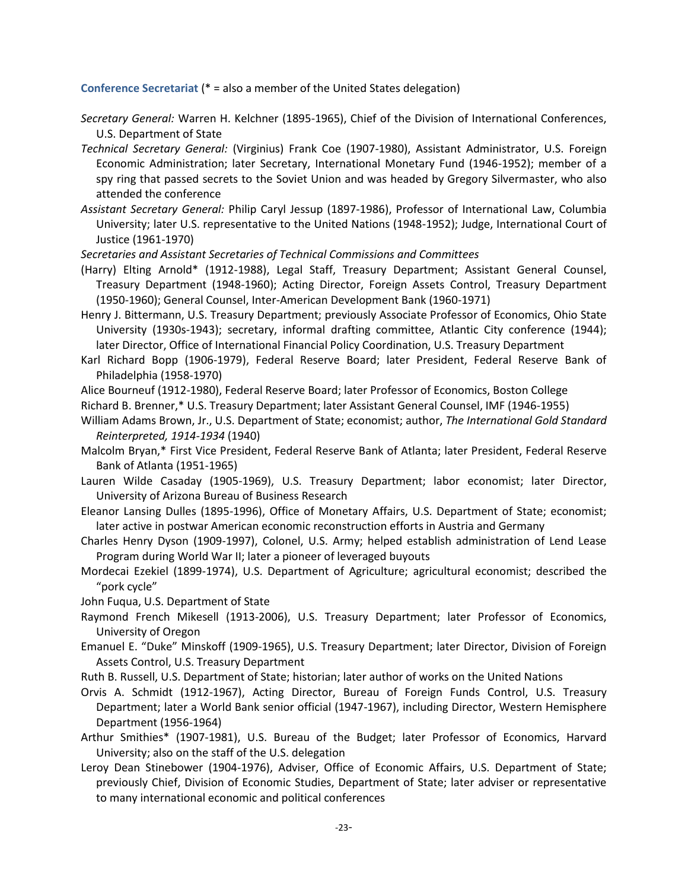**Conference Secretariat** (* = also a member of the United States delegation)

*Secretary General:* Warren H. Kelchner (1895-1965), Chief of the Division of International Conferences, U.S. Department of State

*Technical Secretary General:* (Virginius) Frank Coe (1907-1980), Assistant Administrator, U.S. Foreign Economic Administration; later Secretary, International Monetary Fund (1946-1952); member of a spy ring that passed secrets to the Soviet Union and was headed by Gregory Silvermaster, who also attended the conference

*Assistant Secretary General:* Philip Caryl Jessup (1897-1986), Professor of International Law, Columbia University; later U.S. representative to the United Nations (1948-1952); Judge, International Court of Justice (1961-1970)

*Secretaries and Assistant Secretaries of Technical Commissions and Committees*

(Harry) Elting Arnold* (1912-1988), Legal Staff, Treasury Department; Assistant General Counsel, Treasury Department (1948-1960); Acting Director, Foreign Assets Control, Treasury Department (1950-1960); General Counsel, Inter-American Development Bank (1960-1971)

Henry J. Bittermann, U.S. Treasury Department; previously Associate Professor of Economics, Ohio State University (1930s-1943); secretary, informal drafting committee, Atlantic City conference (1944); later Director, Office of International Financial Policy Coordination, U.S. Treasury Department

Karl Richard Bopp (1906-1979), Federal Reserve Board; later President, Federal Reserve Bank of Philadelphia (1958-1970)

Alice Bourneuf (1912-1980), Federal Reserve Board; later Professor of Economics, Boston College

Richard B. Brenner,* U.S. Treasury Department; later Assistant General Counsel, IMF (1946-1955)

William Adams Brown, Jr., U.S. Department of State; economist; author, *The International Gold Standard Reinterpreted, 1914-1934* (1940)

Malcolm Bryan,* First Vice President, Federal Reserve Bank of Atlanta; later President, Federal Reserve Bank of Atlanta (1951-1965)

Lauren Wilde Casaday (1905-1969), U.S. Treasury Department; labor economist; later Director, University of Arizona Bureau of Business Research

Eleanor Lansing Dulles (1895-1996), Office of Monetary Affairs, U.S. Department of State; economist; later active in postwar American economic reconstruction efforts in Austria and Germany

Charles Henry Dyson (1909-1997), Colonel, U.S. Army; helped establish administration of Lend Lease Program during World War II; later a pioneer of leveraged buyouts

Mordecai Ezekiel (1899-1974), U.S. Department of Agriculture; agricultural economist; described the "pork cycle"

John Fuqua, U.S. Department of State

Raymond French Mikesell (1913-2006), U.S. Treasury Department; later Professor of Economics, University of Oregon

Emanuel E. "Duke" Minskoff (1909-1965), U.S. Treasury Department; later Director, Division of Foreign Assets Control, U.S. Treasury Department

Ruth B. Russell, U.S. Department of State; historian; later author of works on the United Nations

Orvis A. Schmidt (1912-1967), Acting Director, Bureau of Foreign Funds Control, U.S. Treasury Department; later a World Bank senior official (1947-1967), including Director, Western Hemisphere Department (1956-1964)

Arthur Smithies* (1907-1981), U.S. Bureau of the Budget; later Professor of Economics, Harvard University; also on the staff of the U.S. delegation

Leroy Dean Stinebower (1904-1976), Adviser, Office of Economic Affairs, U.S. Department of State; previously Chief, Division of Economic Studies, Department of State; later adviser or representative to many international economic and political conferences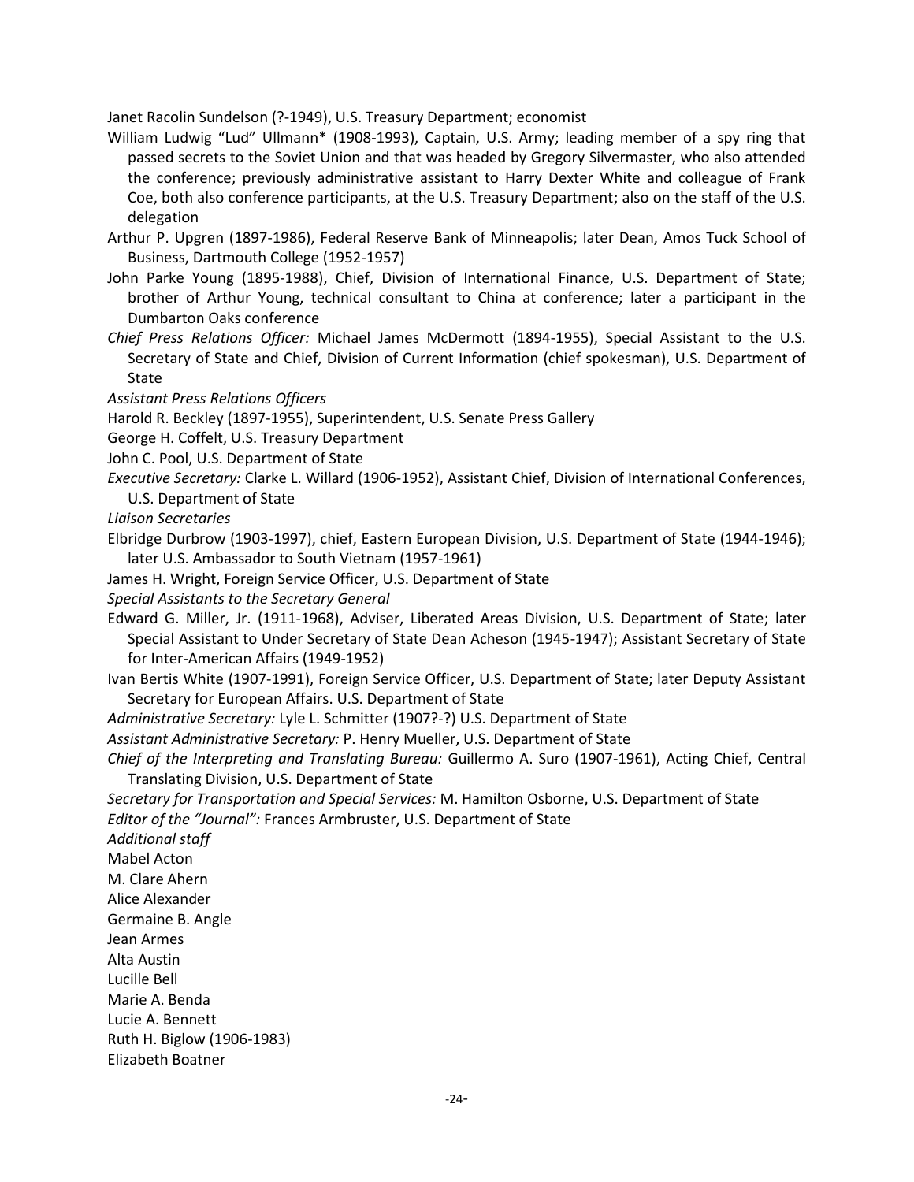Janet Racolin Sundelson (?-1949), U.S. Treasury Department; economist

William Ludwig "Lud" Ullmann* (1908-1993), Captain, U.S. Army; leading member of a spy ring that passed secrets to the Soviet Union and that was headed by Gregory Silvermaster, who also attended the conference; previously administrative assistant to Harry Dexter White and colleague of Frank Coe, both also conference participants, at the U.S. Treasury Department; also on the staff of the U.S. delegation

Arthur P. Upgren (1897-1986), Federal Reserve Bank of Minneapolis; later Dean, Amos Tuck School of Business, Dartmouth College (1952-1957)

John Parke Young (1895-1988), Chief, Division of International Finance, U.S. Department of State; brother of Arthur Young, technical consultant to China at conference; later a participant in the Dumbarton Oaks conference

*Chief Press Relations Officer:* Michael James McDermott (1894-1955), Special Assistant to the U.S. Secretary of State and Chief, Division of Current Information (chief spokesman), U.S. Department of State

*Assistant Press Relations Officers*

Harold R. Beckley (1897-1955), Superintendent, U.S. Senate Press Gallery

George H. Coffelt, U.S. Treasury Department

John C. Pool, U.S. Department of State

*Executive Secretary:* Clarke L. Willard (1906-1952), Assistant Chief, Division of International Conferences, U.S. Department of State

*Liaison Secretaries*

Elbridge Durbrow (1903-1997), chief, Eastern European Division, U.S. Department of State (1944-1946); later U.S. Ambassador to South Vietnam (1957-1961)

James H. Wright, Foreign Service Officer, U.S. Department of State

*Special Assistants to the Secretary General*

Edward G. Miller, Jr. (1911-1968), Adviser, Liberated Areas Division, U.S. Department of State; later Special Assistant to Under Secretary of State Dean Acheson (1945-1947); Assistant Secretary of State for Inter-American Affairs (1949-1952)

Ivan Bertis White (1907-1991), Foreign Service Officer, U.S. Department of State; later Deputy Assistant Secretary for European Affairs. U.S. Department of State

*Administrative Secretary:* Lyle L. Schmitter (1907?-?) U.S. Department of State

*Assistant Administrative Secretary:* P. Henry Mueller, U.S. Department of State

*Chief of the Interpreting and Translating Bureau:* Guillermo A. Suro (1907-1961), Acting Chief, Central Translating Division, U.S. Department of State

*Secretary for Transportation and Special Services:* M. Hamilton Osborne, U.S. Department of State

*Editor of the "Journal":* Frances Armbruster, U.S. Department of State

*Additional staff*

Mabel Acton

M. Clare Ahern

Alice Alexander

Germaine B. Angle

Jean Armes

Alta Austin

Lucille Bell

Marie A. Benda

Lucie A. Bennett

Ruth H. Biglow (1906-1983)

Elizabeth Boatner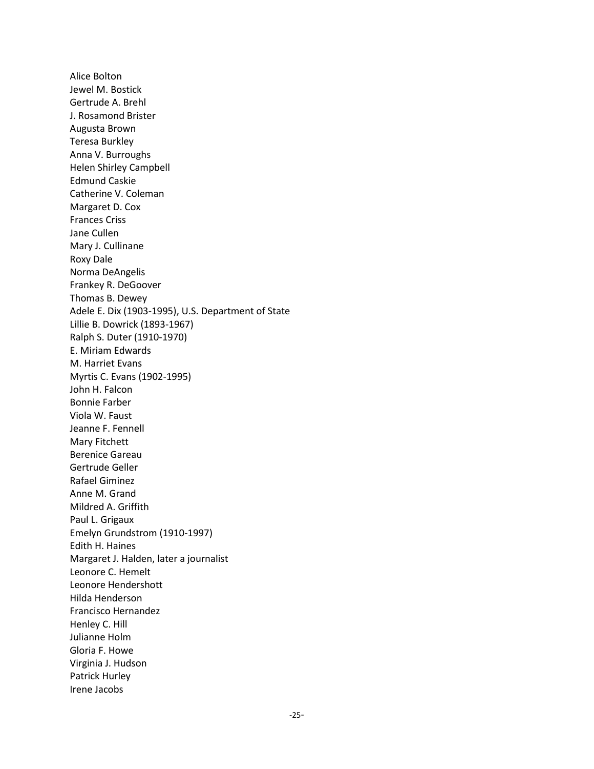Alice Bolton
Jewel M. Bostick
Gertrude A. Brehl
J. Rosamond Brister
Augusta Brown
Teresa Burkley
Anna V. Burroughs
Helen Shirley Campbell
Edmund Caskie
Catherine V. Coleman
Margaret D. Cox
Frances Criss
Jane Cullen
Mary J. Cullinane
Roxy Dale
Norma DeAngelis
Frankey R. DeGoover
Thomas B. Dewey
Adele E. Dix (1903-1995), U.S. Department of State
Lillie B. Dowrick (1893-1967)
Ralph S. Duter (1910-1970)
E. Miriam Edwards
M. Harriet Evans
Myrtis C. Evans (1902-1995)
John H. Falcon
Bonnie Farber
Viola W. Faust
Jeanne F. Fennell
Mary Fitchett
Berenice Gareau
Gertrude Geller
Rafael Giminez
Anne M. Grand
Mildred A. Griffith
Paul L. Grigaux
Emelyn Grundstrom (1910-1997)
Edith H. Haines
Margaret J. Halden, later a journalist
Leonore C. Hemelt
Leonore Hendershott
Hilda Henderson
Francisco Hernandez
Henley C. Hill
Julianne Holm
Gloria F. Howe
Virginia J. Hudson
Patrick Hurley
Irene Jacobs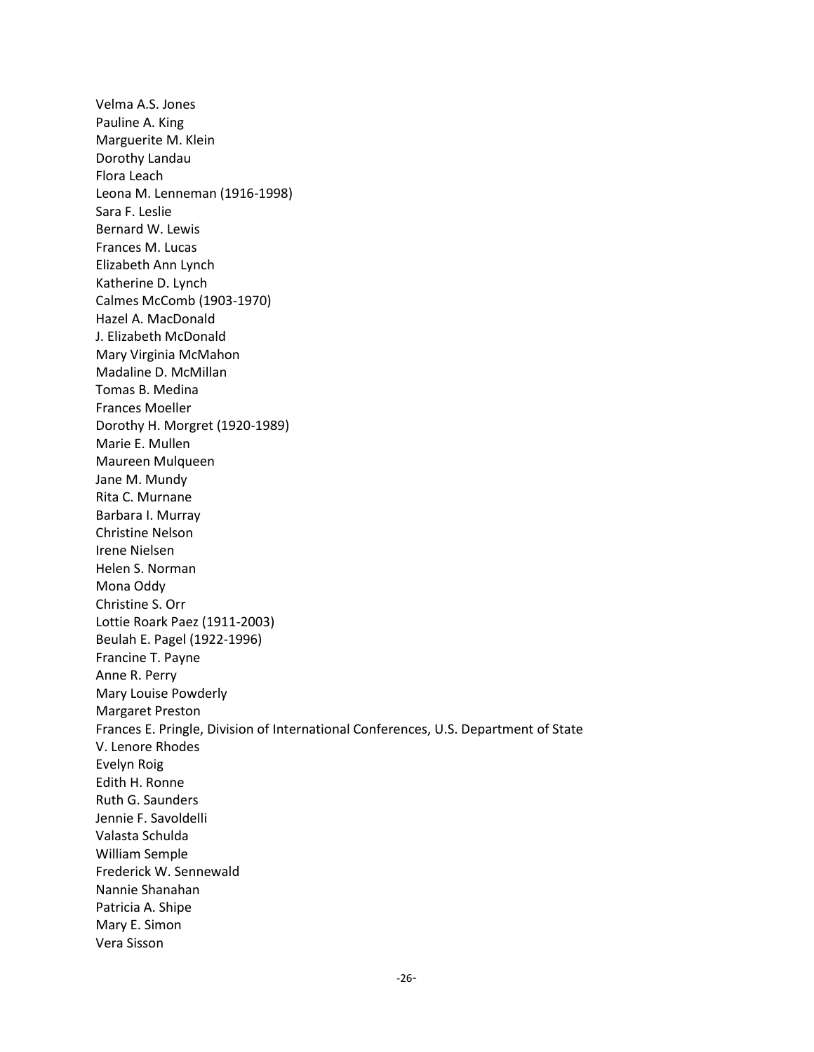Velma A.S. Jones
Pauline A. King
Marguerite M. Klein
Dorothy Landau
Flora Leach
Leona M. Lenneman (1916-1998)
Sara F. Leslie
Bernard W. Lewis
Frances M. Lucas
Elizabeth Ann Lynch
Katherine D. Lynch
Calmes McComb (1903-1970)
Hazel A. MacDonald
J. Elizabeth McDonald
Mary Virginia McMahon
Madaline D. McMillan
Tomas B. Medina
Frances Moeller
Dorothy H. Morgret (1920-1989)
Marie E. Mullen
Maureen Mulqueen
Jane M. Mundy
Rita C. Murnane
Barbara I. Murray
Christine Nelson
Irene Nielsen
Helen S. Norman
Mona Oddy
Christine S. Orr
Lottie Roark Paez (1911-2003)
Beulah E. Pagel (1922-1996)
Francine T. Payne
Anne R. Perry
Mary Louise Powderly
Margaret Preston
Frances E. Pringle, Division of International Conferences, U.S. Department of State
V. Lenore Rhodes
Evelyn Roig
Edith H. Ronne
Ruth G. Saunders
Jennie F. Savoldelli
Valasta Schulda
William Semple
Frederick W. Sennewald
Nannie Shanahan
Patricia A. Shipe
Mary E. Simon
Vera Sisson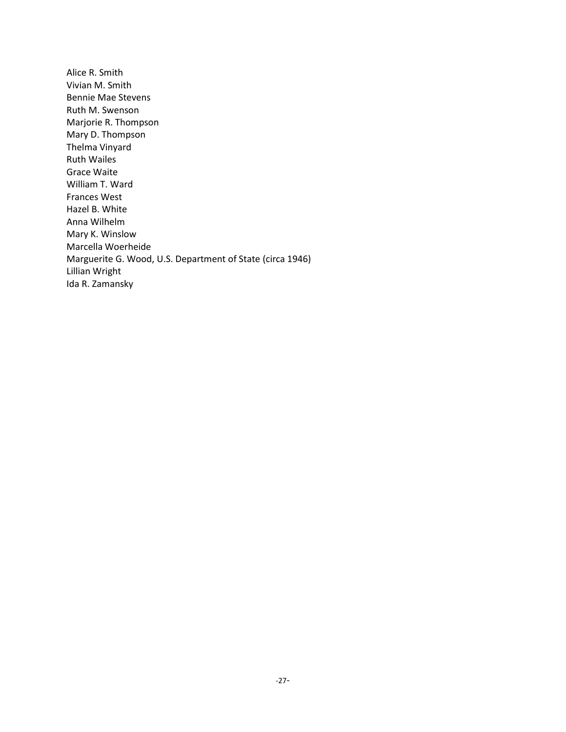Alice R. Smith
Vivian M. Smith
Bennie Mae Stevens
Ruth M. Swenson
Marjorie R. Thompson
Mary D. Thompson
Thelma Vinyard
Ruth Wailes
Grace Waite
William T. Ward
Frances West
Hazel B. White
Anna Wilhelm
Mary K. Winslow
Marcella Woerheide
Marguerite G. Wood, U.S. Department of State (circa 1946)
Lillian Wright
Ida R. Zamansky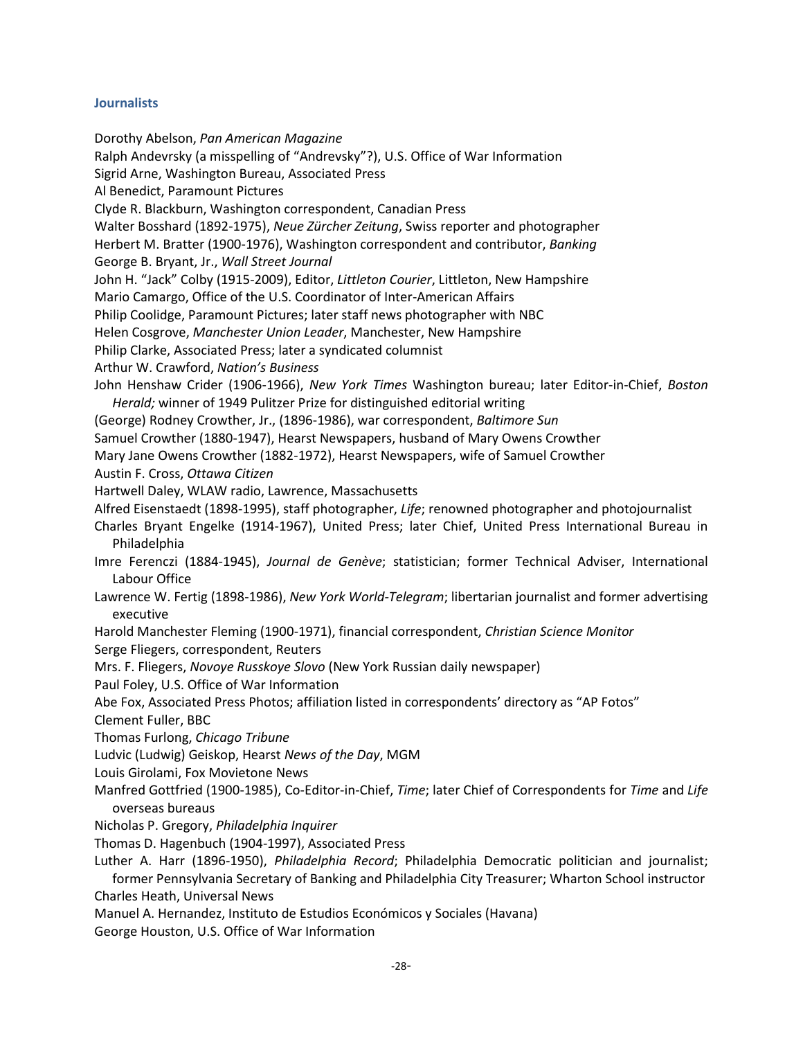### Journalists

Dorothy Abelson, *Pan American Magazine*

Ralph Andevrsky (a misspelling of "Andrevsky"?), U.S. Office of War Information

Sigrid Arne, Washington Bureau, Associated Press

Al Benedict, Paramount Pictures

Clyde R. Blackburn, Washington correspondent, Canadian Press

Walter Bosshard (1892-1975), *Neue Zürcher Zeitung*, Swiss reporter and photographer

Herbert M. Bratter (1900-1976), Washington correspondent and contributor, *Banking*

George B. Bryant, Jr., *Wall Street Journal*

John H. "Jack" Colby (1915-2009), Editor, *Littleton Courier*, Littleton, New Hampshire

Mario Camargo, Office of the U.S. Coordinator of Inter-American Affairs

Philip Coolidge, Paramount Pictures; later staff news photographer with NBC

Helen Cosgrove, *Manchester Union Leader*, Manchester, New Hampshire

Philip Clarke, Associated Press; later a syndicated columnist

Arthur W. Crawford, *Nation's Business*

John Henshaw Crider (1906-1966), *New York Times* Washington bureau; later Editor-in-Chief, *Boston Herald;* winner of 1949 Pulitzer Prize for distinguished editorial writing

(George) Rodney Crowther, Jr., (1896-1986), war correspondent, *Baltimore Sun*

Samuel Crowther (1880-1947), Hearst Newspapers, husband of Mary Owens Crowther

Mary Jane Owens Crowther (1882-1972), Hearst Newspapers, wife of Samuel Crowther

Austin F. Cross, *Ottawa Citizen*

Hartwell Daley, WLAW radio, Lawrence, Massachusetts

Alfred Eisenstaedt (1898-1995), staff photographer, *Life*; renowned photographer and photojournalist

Charles Bryant Engelke (1914-1967), United Press; later Chief, United Press International Bureau in Philadelphia

Imre Ferenczi (1884-1945), *Journal de Genève*; statistician; former Technical Adviser, International Labour Office

Lawrence W. Fertig (1898-1986), *New York World-Telegram*; libertarian journalist and former advertising executive

Harold Manchester Fleming (1900-1971), financial correspondent, *Christian Science Monitor*

Serge Fliegers, correspondent, Reuters

Mrs. F. Fliegers, *Novoye Russkoye Slovo* (New York Russian daily newspaper)

Paul Foley, U.S. Office of War Information

Abe Fox, Associated Press Photos; affiliation listed in correspondents' directory as "AP Fotos"

Clement Fuller, BBC

Thomas Furlong, *Chicago Tribune*

Ludvic (Ludwig) Geiskop, Hearst *News of the Day*, MGM

Louis Girolami, Fox Movietone News

Manfred Gottfried (1900-1985), Co-Editor-in-Chief, *Time*; later Chief of Correspondents for *Time* and *Life* overseas bureaus

Nicholas P. Gregory, *Philadelphia Inquirer*

Thomas D. Hagenbuch (1904-1997), Associated Press

Luther A. Harr (1896-1950), *Philadelphia Record*; Philadelphia Democratic politician and journalist; former Pennsylvania Secretary of Banking and Philadelphia City Treasurer; Wharton School instructor

Charles Heath, Universal News

Manuel A. Hernandez, Instituto de Estudios Económicos y Sociales (Havana)

George Houston, U.S. Office of War Information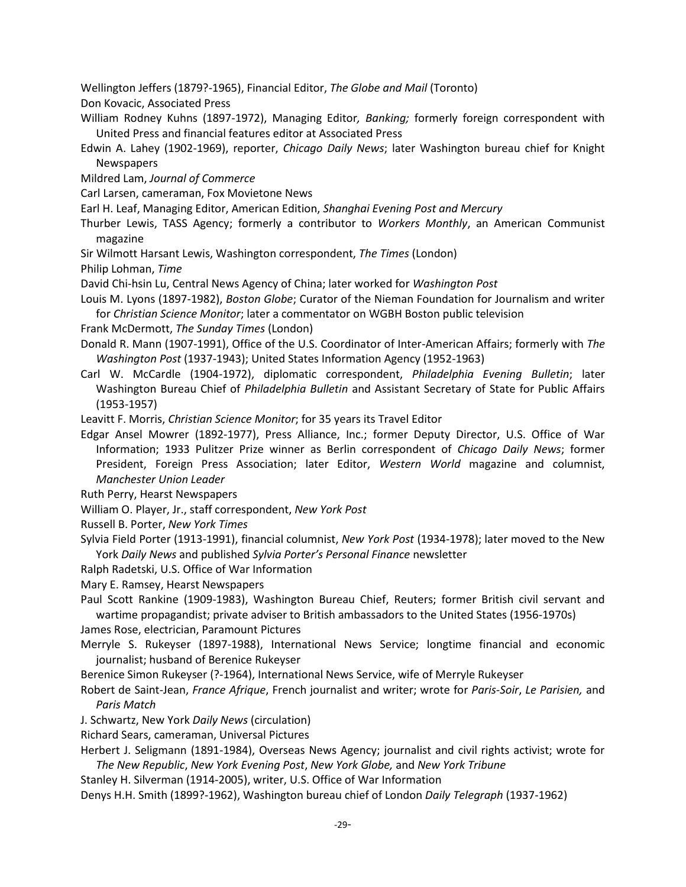Wellington Jeffers (1879?-1965), Financial Editor, *The Globe and Mail* (Toronto)

Don Kovacic, Associated Press

William Rodney Kuhns (1897-1972), Managing Editor*, Banking;* formerly foreign correspondent with United Press and financial features editor at Associated Press

Edwin A. Lahey (1902-1969), reporter, *Chicago Daily News*; later Washington bureau chief for Knight Newspapers

Mildred Lam, *Journal of Commerce*

Carl Larsen, cameraman, Fox Movietone News

Earl H. Leaf, Managing Editor, American Edition, *Shanghai Evening Post and Mercury*

Thurber Lewis, TASS Agency; formerly a contributor to *Workers Monthly*, an American Communist magazine

Sir Wilmott Harsant Lewis, Washington correspondent, *The Times* (London)

Philip Lohman, *Time*

David Chi-hsin Lu, Central News Agency of China; later worked for *Washington Post*

Louis M. Lyons (1897-1982), *Boston Globe*; Curator of the Nieman Foundation for Journalism and writer for *Christian Science Monitor*; later a commentator on WGBH Boston public television

Frank McDermott, *The Sunday Times* (London)

Donald R. Mann (1907-1991), Office of the U.S. Coordinator of Inter-American Affairs; formerly with *The Washington Post* (1937-1943); United States Information Agency (1952-1963)

Carl W. McCardle (1904-1972), diplomatic correspondent, *Philadelphia Evening Bulletin*; later Washington Bureau Chief of *Philadelphia Bulletin* and Assistant Secretary of State for Public Affairs (1953-1957)

Leavitt F. Morris, *Christian Science Monitor*; for 35 years its Travel Editor

Edgar Ansel Mowrer (1892-1977), Press Alliance, Inc.; former Deputy Director, U.S. Office of War Information; 1933 Pulitzer Prize winner as Berlin correspondent of *Chicago Daily News*; former President, Foreign Press Association; later Editor, *Western World* magazine and columnist, *Manchester Union Leader*

Ruth Perry, Hearst Newspapers

William O. Player, Jr., staff correspondent, *New York Post*

Russell B. Porter, *New York Times*

Sylvia Field Porter (1913-1991), financial columnist, *New York Post* (1934-1978); later moved to the New York *Daily News* and published *Sylvia Porter's Personal Finance* newsletter

Ralph Radetski, U.S. Office of War Information

Mary E. Ramsey, Hearst Newspapers

Paul Scott Rankine (1909-1983), Washington Bureau Chief, Reuters; former British civil servant and wartime propagandist; private adviser to British ambassadors to the United States (1956-1970s)

James Rose, electrician, Paramount Pictures

Merryle S. Rukeyser (1897-1988), International News Service; longtime financial and economic journalist; husband of Berenice Rukeyser

Berenice Simon Rukeyser (?-1964), International News Service, wife of Merryle Rukeyser

Robert de Saint-Jean, *France Afrique*, French journalist and writer; wrote for *Paris-Soir*, *Le Parisien,* and *Paris Match*

J. Schwartz, New York *Daily News* (circulation)

Richard Sears, cameraman, Universal Pictures

Herbert J. Seligmann (1891-1984), Overseas News Agency; journalist and civil rights activist; wrote for *The New Republic*, *New York Evening Post*, *New York Globe,* and *New York Tribune*

Stanley H. Silverman (1914-2005), writer, U.S. Office of War Information

Denys H.H. Smith (1899?-1962), Washington bureau chief of London *Daily Telegraph* (1937-1962)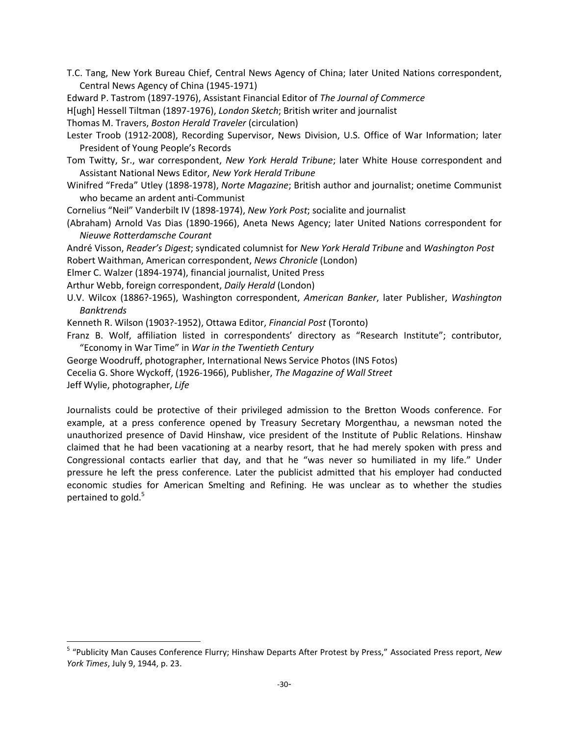T.C. Tang, New York Bureau Chief, Central News Agency of China; later United Nations correspondent, Central News Agency of China (1945-1971)

Edward P. Tastrom (1897-1976), Assistant Financial Editor of *The Journal of Commerce*

H[ugh] Hessell Tiltman (1897-1976), *London Sketch*; British writer and journalist

Thomas M. Travers, *Boston Herald Traveler* (circulation)

Lester Troob (1912-2008), Recording Supervisor, News Division, U.S. Office of War Information; later President of Young People's Records

Tom Twitty, Sr., war correspondent, *New York Herald Tribune*; later White House correspondent and Assistant National News Editor, *New York Herald Tribune*

Winifred "Freda" Utley (1898-1978), *Norte Magazine*; British author and journalist; onetime Communist who became an ardent anti-Communist

Cornelius "Neil" Vanderbilt IV (1898-1974), *New York Post*; socialite and journalist

(Abraham) Arnold Vas Dias (1890-1966), Aneta News Agency; later United Nations correspondent for *Nieuwe Rotterdamsche Courant*

André Visson, *Reader's Digest*; syndicated columnist for *New York Herald Tribune* and *Washington Post*

Robert Waithman, American correspondent, *News Chronicle* (London)

Elmer C. Walzer (1894-1974), financial journalist, United Press

Arthur Webb, foreign correspondent, *Daily Herald* (London)

U.V. Wilcox (1886?-1965), Washington correspondent, *American Banker*, later Publisher, *Washington Banktrends*

Kenneth R. Wilson (1903?-1952), Ottawa Editor, *Financial Post* (Toronto)

Franz B. Wolf, affiliation listed in correspondents' directory as "Research Institute"; contributor, "Economy in War Time" in *War in the Twentieth Century*

George Woodruff, photographer, International News Service Photos (INS Fotos)

Cecelia G. Shore Wyckoff, (1926-1966), Publisher, *The Magazine of Wall Street*

Jeff Wylie, photographer, *Life*

Journalists could be protective of their privileged admission to the Bretton Woods conference. For example, at a press conference opened by Treasury Secretary Morgenthau, a newsman noted the unauthorized presence of David Hinshaw, vice president of the Institute of Public Relations. Hinshaw claimed that he had been vacationing at a nearby resort, that he had merely spoken with press and Congressional contacts earlier that day, and that he "was never so humiliated in my life." Under pressure he left the press conference. Later the publicist admitted that his employer had conducted economic studies for American Smelting and Refining. He was unclear as to whether the studies pertained to gold.[5]

[5] "Publicity Man Causes Conference Flurry; Hinshaw Departs After Protest by Press," Associated Press report, *New York Times*, July 9, 1944, p. 23.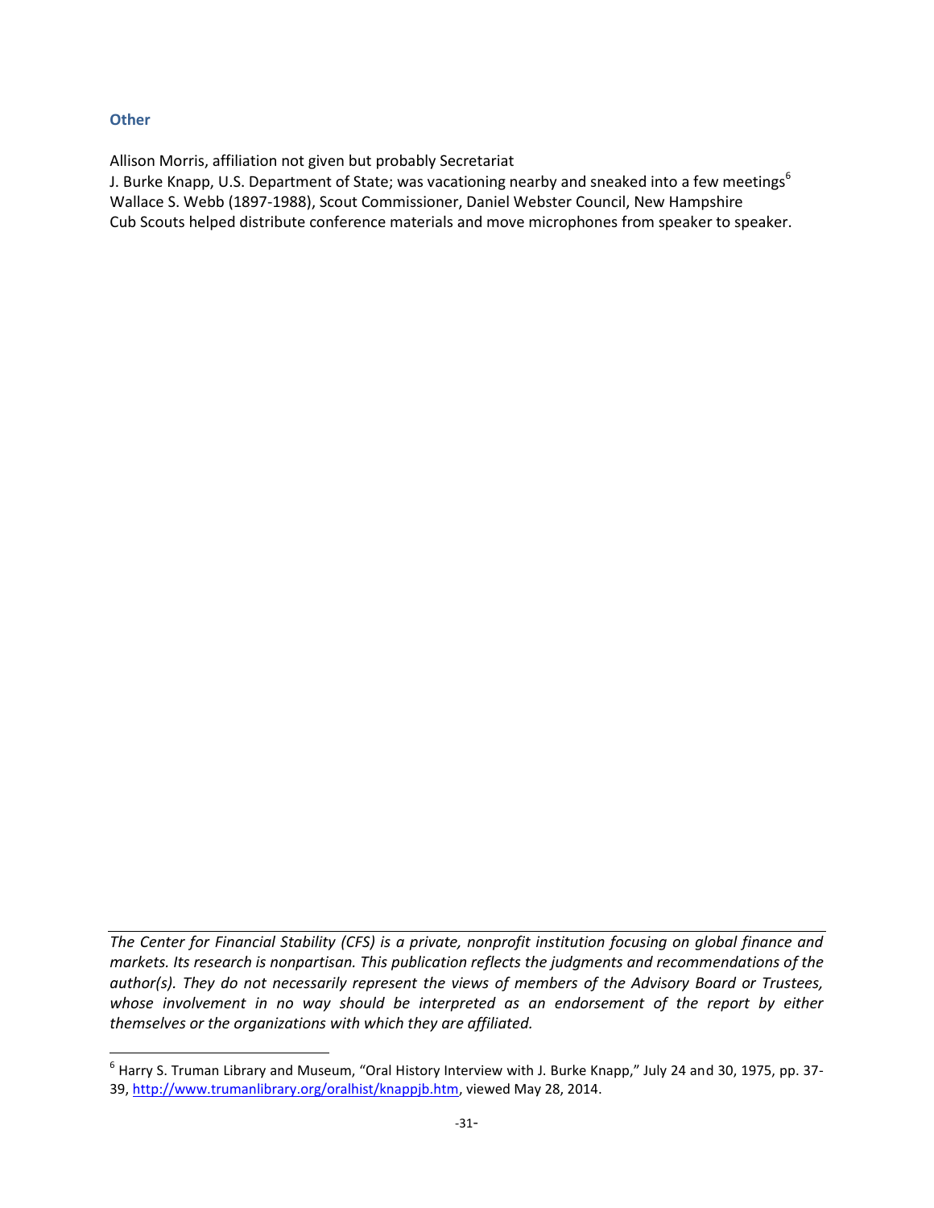### Other

Allison Morris, affiliation not given but probably Secretariat
J. Burke Knapp, U.S. Department of State; was vacationing nearby and sneaked into a few meetings[6]
Wallace S. Webb (1897-1988), Scout Commissioner, Daniel Webster Council, New Hampshire
Cub Scouts helped distribute conference materials and move microphones from speaker to speaker.

*The Center for Financial Stability (CFS) is a private, nonprofit institution focusing on global finance and markets. Its research is nonpartisan. This publication reflects the judgments and recommendations of the author(s). They do not necessarily represent the views of members of the Advisory Board or Trustees, whose involvement in no way should be interpreted as an endorsement of the report by either themselves or the organizations with which they are affiliated.*

[6] Harry S. Truman Library and Museum, "Oral History Interview with J. Burke Knapp," July 24 and 30, 1975, pp. 37-39, http://www.trumanlibrary.org/oralhist/knappjb.htm, viewed May 28, 2014.